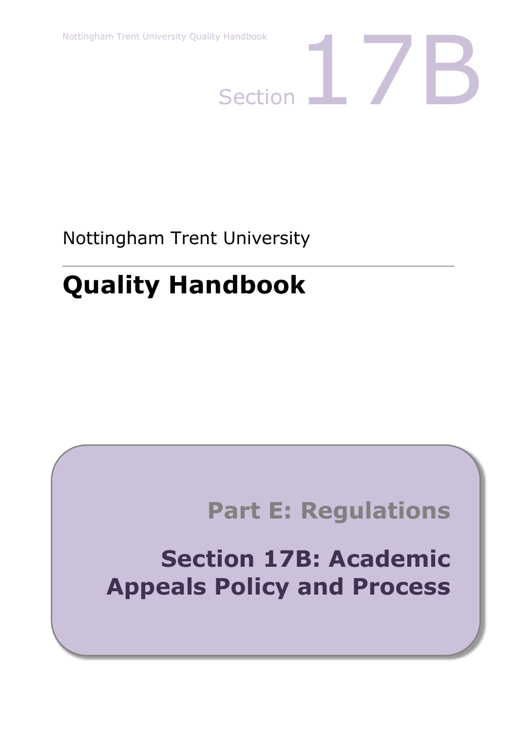Section 17B

Nottingham Trent University

# Quality Handbook

## Part E: Regulations

## Section 17B: Academic Appeals Policy and Process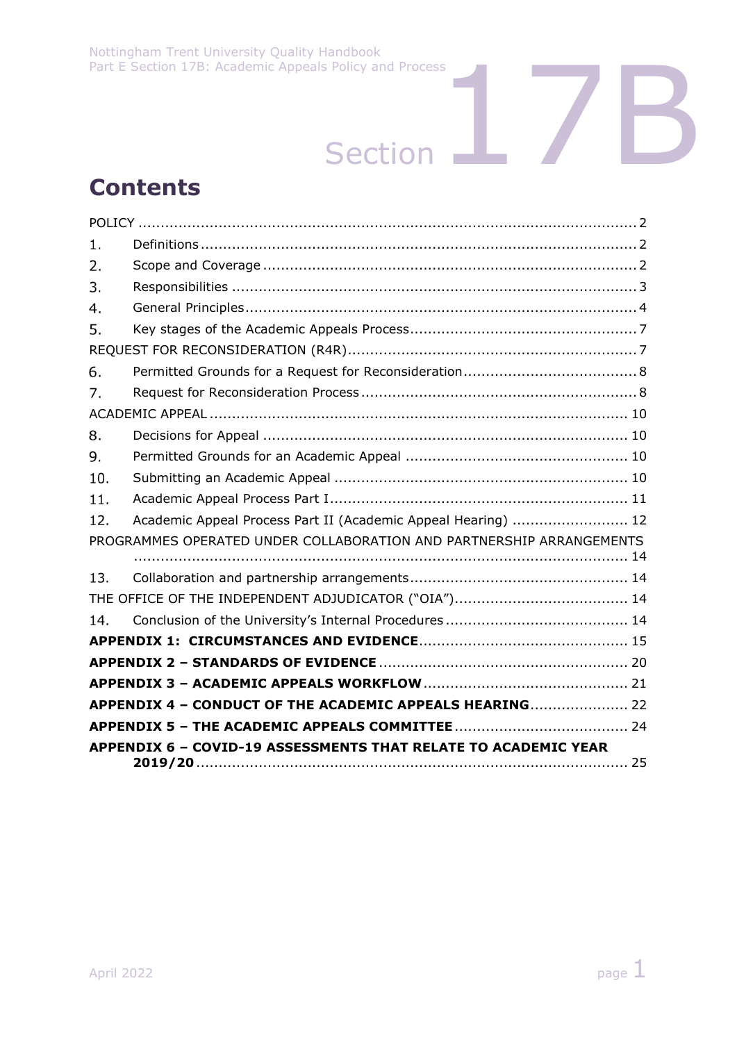# Section 17B

## Contents

- POLICY ........ 2
- 1. Definitions ........ 2
- 2. Scope and Coverage ........ 2
- 3. Responsibilities ........ 3
- 4. General Principles ........ 4
- 5. Key stages of the Academic Appeals Process ........ 7
- REQUEST FOR RECONSIDERATION (R4R) ........ 7
- 6. Permitted Grounds for a Request for Reconsideration ........ 8
- 7. Request for Reconsideration Process ........ 8
- ACADEMIC APPEAL ........ 10
- 8. Decisions for Appeal ........ 10
- 9. Permitted Grounds for an Academic Appeal ........ 10
- 10. Submitting an Academic Appeal ........ 10
- 11. Academic Appeal Process Part I ........ 11
- 12. Academic Appeal Process Part II (Academic Appeal Hearing) ........ 12
- PROGRAMMES OPERATED UNDER COLLABORATION AND PARTNERSHIP ARRANGEMENTS ........ 14
- 13. Collaboration and partnership arrangements ........ 14
- THE OFFICE OF THE INDEPENDENT ADJUDICATOR ("OIA") ........ 14
- 14. Conclusion of the University's Internal Procedures ........ 14
- **APPENDIX 1: CIRCUMSTANCES AND EVIDENCE** ........ 15
- **APPENDIX 2 – STANDARDS OF EVIDENCE** ........ 20
- **APPENDIX 3 – ACADEMIC APPEALS WORKFLOW** ........ 21
- **APPENDIX 4 – CONDUCT OF THE ACADEMIC APPEALS HEARING** ........ 22
- **APPENDIX 5 – THE ACADEMIC APPEALS COMMITTEE** ........ 24
- **APPENDIX 6 – COVID-19 ASSESSMENTS THAT RELATE TO ACADEMIC YEAR 2019/20** ........ 25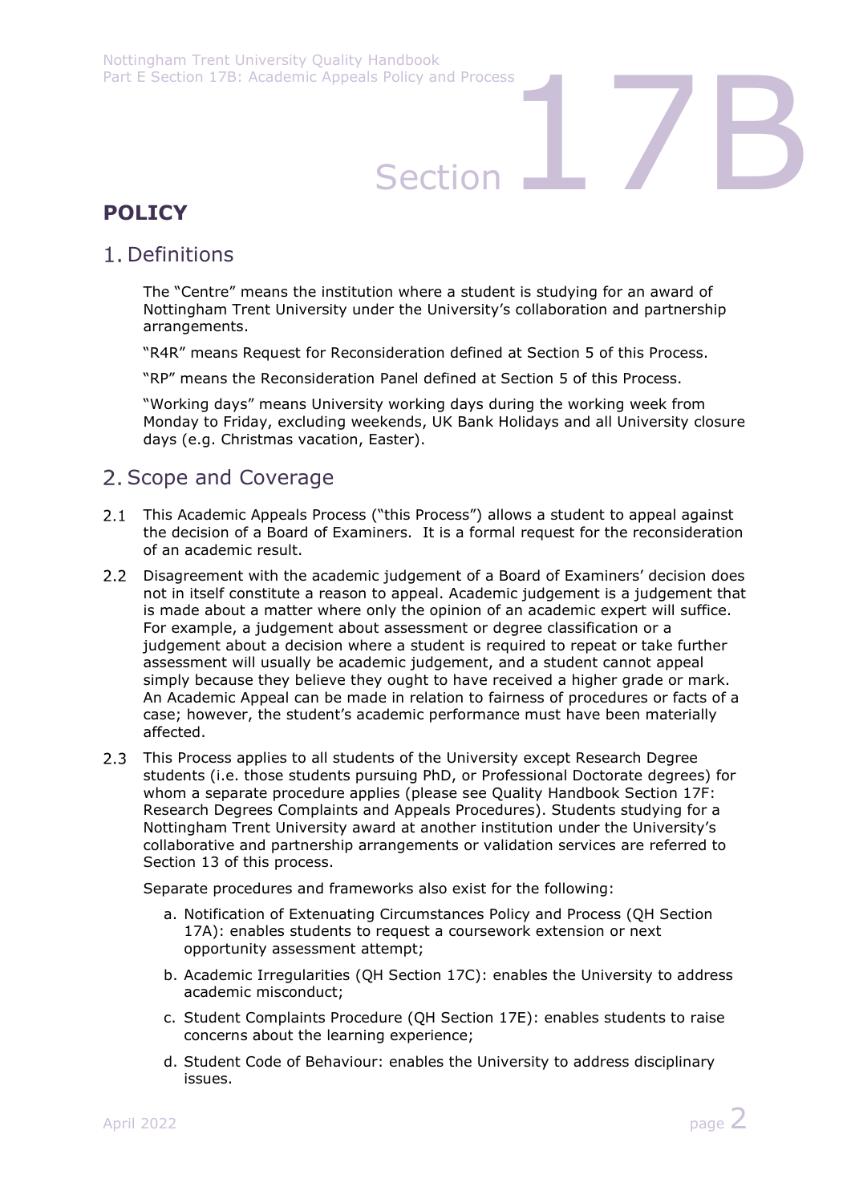# POLICY

## 1. Definitions

The "Centre" means the institution where a student is studying for an award of Nottingham Trent University under the University's collaboration and partnership arrangements.

"R4R" means Request for Reconsideration defined at Section 5 of this Process.

"RP" means the Reconsideration Panel defined at Section 5 of this Process.

"Working days" means University working days during the working week from Monday to Friday, excluding weekends, UK Bank Holidays and all University closure days (e.g. Christmas vacation, Easter).

## 2. Scope and Coverage

2.1 This Academic Appeals Process ("this Process") allows a student to appeal against the decision of a Board of Examiners. It is a formal request for the reconsideration of an academic result.

2.2 Disagreement with the academic judgement of a Board of Examiners' decision does not in itself constitute a reason to appeal. Academic judgement is a judgement that is made about a matter where only the opinion of an academic expert will suffice. For example, a judgement about assessment or degree classification or a judgement about a decision where a student is required to repeat or take further assessment will usually be academic judgement, and a student cannot appeal simply because they believe they ought to have received a higher grade or mark. An Academic Appeal can be made in relation to fairness of procedures or facts of a case; however, the student's academic performance must have been materially affected.

2.3 This Process applies to all students of the University except Research Degree students (i.e. those students pursuing PhD, or Professional Doctorate degrees) for whom a separate procedure applies (please see Quality Handbook Section 17F: Research Degrees Complaints and Appeals Procedures). Students studying for a Nottingham Trent University award at another institution under the University's collaborative and partnership arrangements or validation services are referred to Section 13 of this process.

Separate procedures and frameworks also exist for the following:

a. Notification of Extenuating Circumstances Policy and Process (QH Section 17A): enables students to request a coursework extension or next opportunity assessment attempt;

b. Academic Irregularities (QH Section 17C): enables the University to address academic misconduct;

c. Student Complaints Procedure (QH Section 17E): enables students to raise concerns about the learning experience;

d. Student Code of Behaviour: enables the University to address disciplinary issues.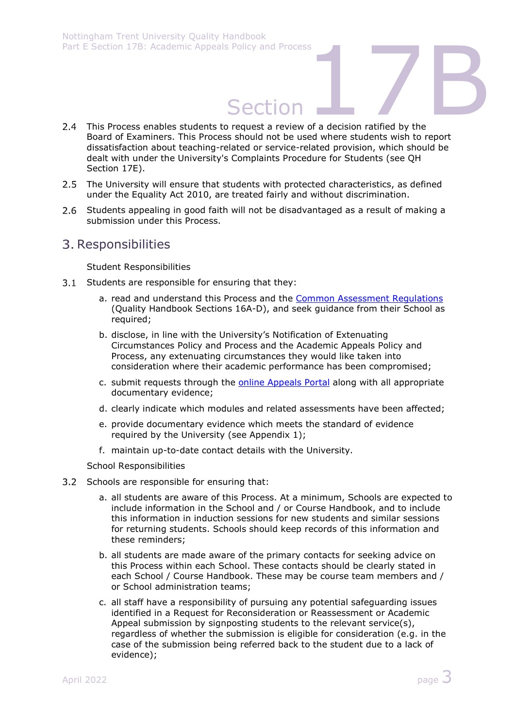2.4 This Process enables students to request a review of a decision ratified by the Board of Examiners. This Process should not be used where students wish to report dissatisfaction about teaching-related or service-related provision, which should be dealt with under the University's Complaints Procedure for Students (see QH Section 17E).

2.5 The University will ensure that students with protected characteristics, as defined under the Equality Act 2010, are treated fairly and without discrimination.

2.6 Students appealing in good faith will not be disadvantaged as a result of making a submission under this Process.

## 3. Responsibilities

Student Responsibilities

3.1 Students are responsible for ensuring that they:

a. read and understand this Process and the [Common Assessment Regulations](#) (Quality Handbook Sections 16A-D), and seek guidance from their School as required;

b. disclose, in line with the University's Notification of Extenuating Circumstances Policy and Process and the Academic Appeals Policy and Process, any extenuating circumstances they would like taken into consideration where their academic performance has been compromised;

c. submit requests through the [online Appeals Portal](#) along with all appropriate documentary evidence;

d. clearly indicate which modules and related assessments have been affected;

e. provide documentary evidence which meets the standard of evidence required by the University (see Appendix 1);

f. maintain up-to-date contact details with the University.

School Responsibilities

3.2 Schools are responsible for ensuring that:

a. all students are aware of this Process. At a minimum, Schools are expected to include information in the School and / or Course Handbook, and to include this information in induction sessions for new students and similar sessions for returning students. Schools should keep records of this information and these reminders;

b. all students are made aware of the primary contacts for seeking advice on this Process within each School. These contacts should be clearly stated in each School / Course Handbook. These may be course team members and / or School administration teams;

c. all staff have a responsibility of pursuing any potential safeguarding issues identified in a Request for Reconsideration or Reassessment or Academic Appeal submission by signposting students to the relevant service(s), regardless of whether the submission is eligible for consideration (e.g. in the case of the submission being referred back to the student due to a lack of evidence);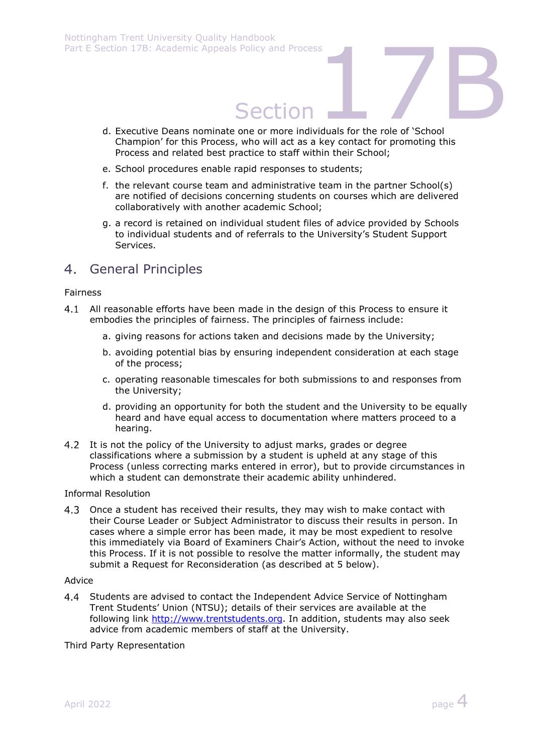d. Executive Deans nominate one or more individuals for the role of 'School Champion' for this Process, who will act as a key contact for promoting this Process and related best practice to staff within their School;

e. School procedures enable rapid responses to students;

f. the relevant course team and administrative team in the partner School(s) are notified of decisions concerning students on courses which are delivered collaboratively with another academic School;

g. a record is retained on individual student files of advice provided by Schools to individual students and of referrals to the University's Student Support Services.

## 4. General Principles

Fairness

4.1 All reasonable efforts have been made in the design of this Process to ensure it embodies the principles of fairness. The principles of fairness include:

a. giving reasons for actions taken and decisions made by the University;

b. avoiding potential bias by ensuring independent consideration at each stage of the process;

c. operating reasonable timescales for both submissions to and responses from the University;

d. providing an opportunity for both the student and the University to be equally heard and have equal access to documentation where matters proceed to a hearing.

4.2 It is not the policy of the University to adjust marks, grades or degree classifications where a submission by a student is upheld at any stage of this Process (unless correcting marks entered in error), but to provide circumstances in which a student can demonstrate their academic ability unhindered.

Informal Resolution

4.3 Once a student has received their results, they may wish to make contact with their Course Leader or Subject Administrator to discuss their results in person. In cases where a simple error has been made, it may be most expedient to resolve this immediately via Board of Examiners Chair's Action, without the need to invoke this Process. If it is not possible to resolve the matter informally, the student may submit a Request for Reconsideration (as described at 5 below).

Advice

4.4 Students are advised to contact the Independent Advice Service of Nottingham Trent Students' Union (NTSU); details of their services are available at the following link [http://www.trentstudents.org](http://www.trentstudents.org). In addition, students may also seek advice from academic members of staff at the University.

Third Party Representation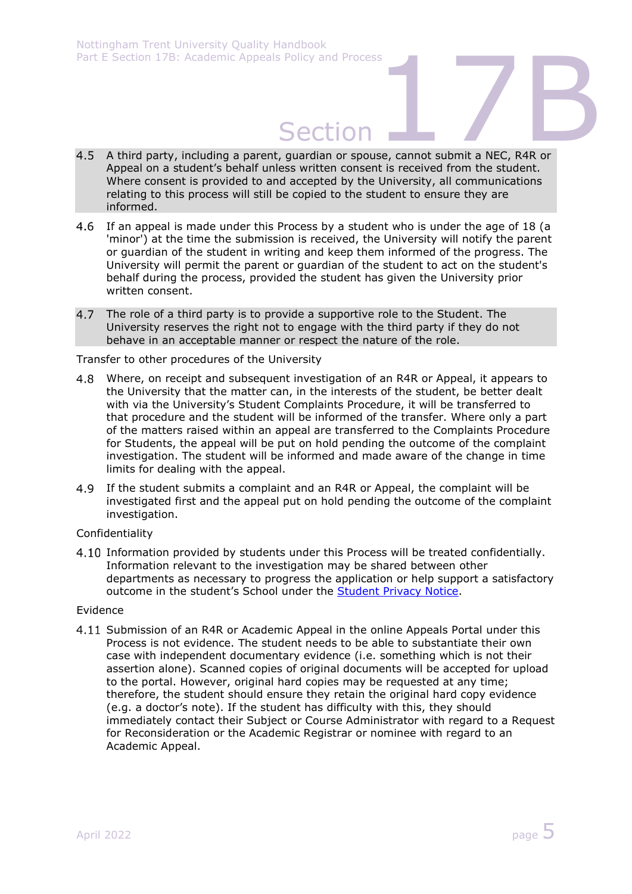4.5 A third party, including a parent, guardian or spouse, cannot submit a NEC, R4R or Appeal on a student's behalf unless written consent is received from the student. Where consent is provided to and accepted by the University, all communications relating to this process will still be copied to the student to ensure they are informed.

4.6 If an appeal is made under this Process by a student who is under the age of 18 (a 'minor') at the time the submission is received, the University will notify the parent or guardian of the student in writing and keep them informed of the progress. The University will permit the parent or guardian of the student to act on the student's behalf during the process, provided the student has given the University prior written consent.

4.7 The role of a third party is to provide a supportive role to the Student. The University reserves the right not to engage with the third party if they do not behave in an acceptable manner or respect the nature of the role.

Transfer to other procedures of the University

4.8 Where, on receipt and subsequent investigation of an R4R or Appeal, it appears to the University that the matter can, in the interests of the student, be better dealt with via the University's Student Complaints Procedure, it will be transferred to that procedure and the student will be informed of the transfer. Where only a part of the matters raised within an appeal are transferred to the Complaints Procedure for Students, the appeal will be put on hold pending the outcome of the complaint investigation. The student will be informed and made aware of the change in time limits for dealing with the appeal.

4.9 If the student submits a complaint and an R4R or Appeal, the complaint will be investigated first and the appeal put on hold pending the outcome of the complaint investigation.

Confidentiality

4.10 Information provided by students under this Process will be treated confidentially. Information relevant to the investigation may be shared between other departments as necessary to progress the application or help support a satisfactory outcome in the student's School under the [Student Privacy Notice](Student Privacy Notice).

Evidence

4.11 Submission of an R4R or Academic Appeal in the online Appeals Portal under this Process is not evidence. The student needs to be able to substantiate their own case with independent documentary evidence (i.e. something which is not their assertion alone). Scanned copies of original documents will be accepted for upload to the portal. However, original hard copies may be requested at any time; therefore, the student should ensure they retain the original hard copy evidence (e.g. a doctor's note). If the student has difficulty with this, they should immediately contact their Subject or Course Administrator with regard to a Request for Reconsideration or the Academic Registrar or nominee with regard to an Academic Appeal.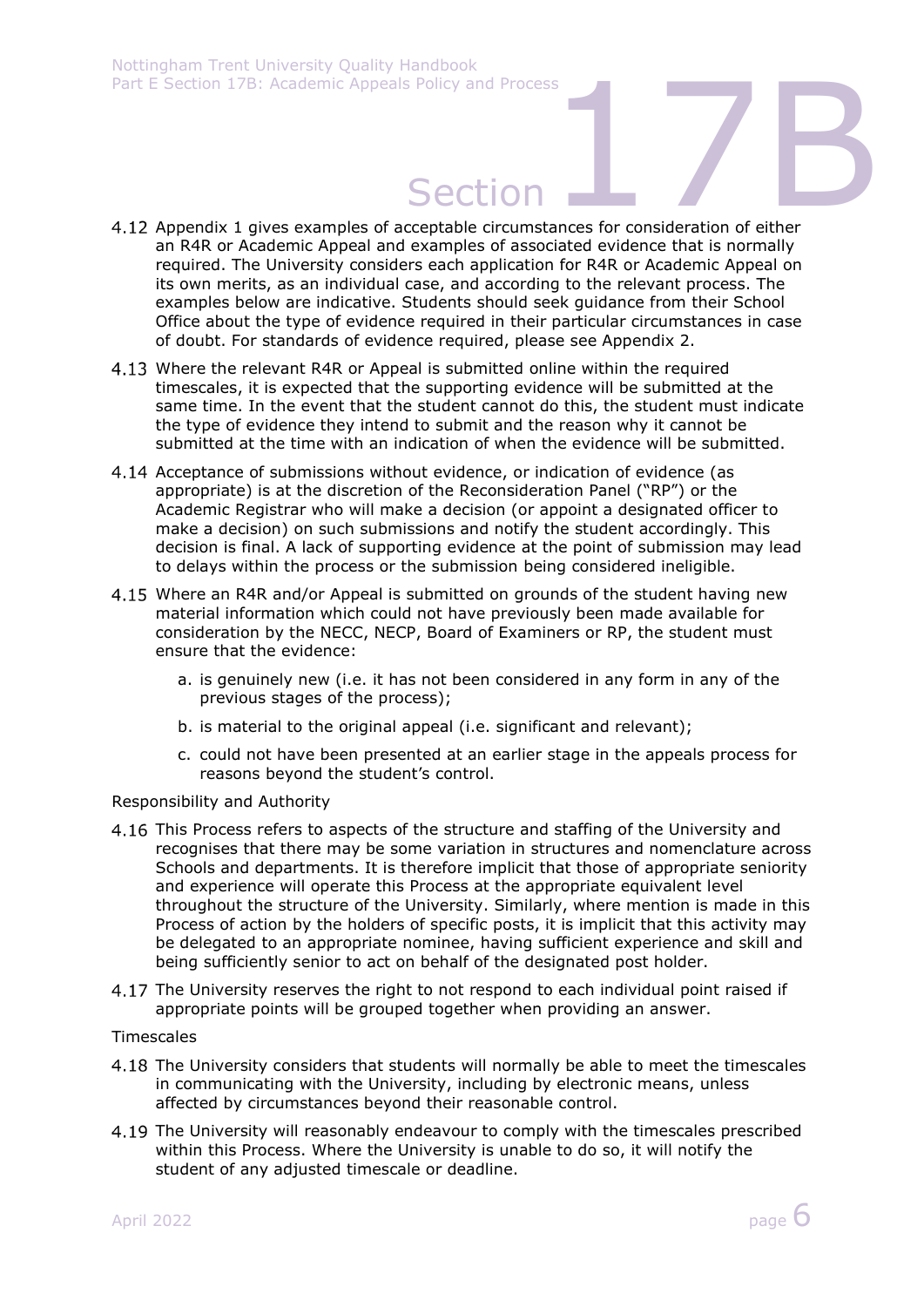4.12 Appendix 1 gives examples of acceptable circumstances for consideration of either an R4R or Academic Appeal and examples of associated evidence that is normally required. The University considers each application for R4R or Academic Appeal on its own merits, as an individual case, and according to the relevant process. The examples below are indicative. Students should seek guidance from their School Office about the type of evidence required in their particular circumstances in case of doubt. For standards of evidence required, please see Appendix 2.

4.13 Where the relevant R4R or Appeal is submitted online within the required timescales, it is expected that the supporting evidence will be submitted at the same time. In the event that the student cannot do this, the student must indicate the type of evidence they intend to submit and the reason why it cannot be submitted at the time with an indication of when the evidence will be submitted.

4.14 Acceptance of submissions without evidence, or indication of evidence (as appropriate) is at the discretion of the Reconsideration Panel ("RP") or the Academic Registrar who will make a decision (or appoint a designated officer to make a decision) on such submissions and notify the student accordingly. This decision is final. A lack of supporting evidence at the point of submission may lead to delays within the process or the submission being considered ineligible.

4.15 Where an R4R and/or Appeal is submitted on grounds of the student having new material information which could not have previously been made available for consideration by the NECC, NECP, Board of Examiners or RP, the student must ensure that the evidence:

a. is genuinely new (i.e. it has not been considered in any form in any of the previous stages of the process);

b. is material to the original appeal (i.e. significant and relevant);

c. could not have been presented at an earlier stage in the appeals process for reasons beyond the student's control.

Responsibility and Authority

4.16 This Process refers to aspects of the structure and staffing of the University and recognises that there may be some variation in structures and nomenclature across Schools and departments. It is therefore implicit that those of appropriate seniority and experience will operate this Process at the appropriate equivalent level throughout the structure of the University. Similarly, where mention is made in this Process of action by the holders of specific posts, it is implicit that this activity may be delegated to an appropriate nominee, having sufficient experience and skill and being sufficiently senior to act on behalf of the designated post holder.

4.17 The University reserves the right to not respond to each individual point raised if appropriate points will be grouped together when providing an answer.

Timescales

4.18 The University considers that students will normally be able to meet the timescales in communicating with the University, including by electronic means, unless affected by circumstances beyond their reasonable control.

4.19 The University will reasonably endeavour to comply with the timescales prescribed within this Process. Where the University is unable to do so, it will notify the student of any adjusted timescale or deadline.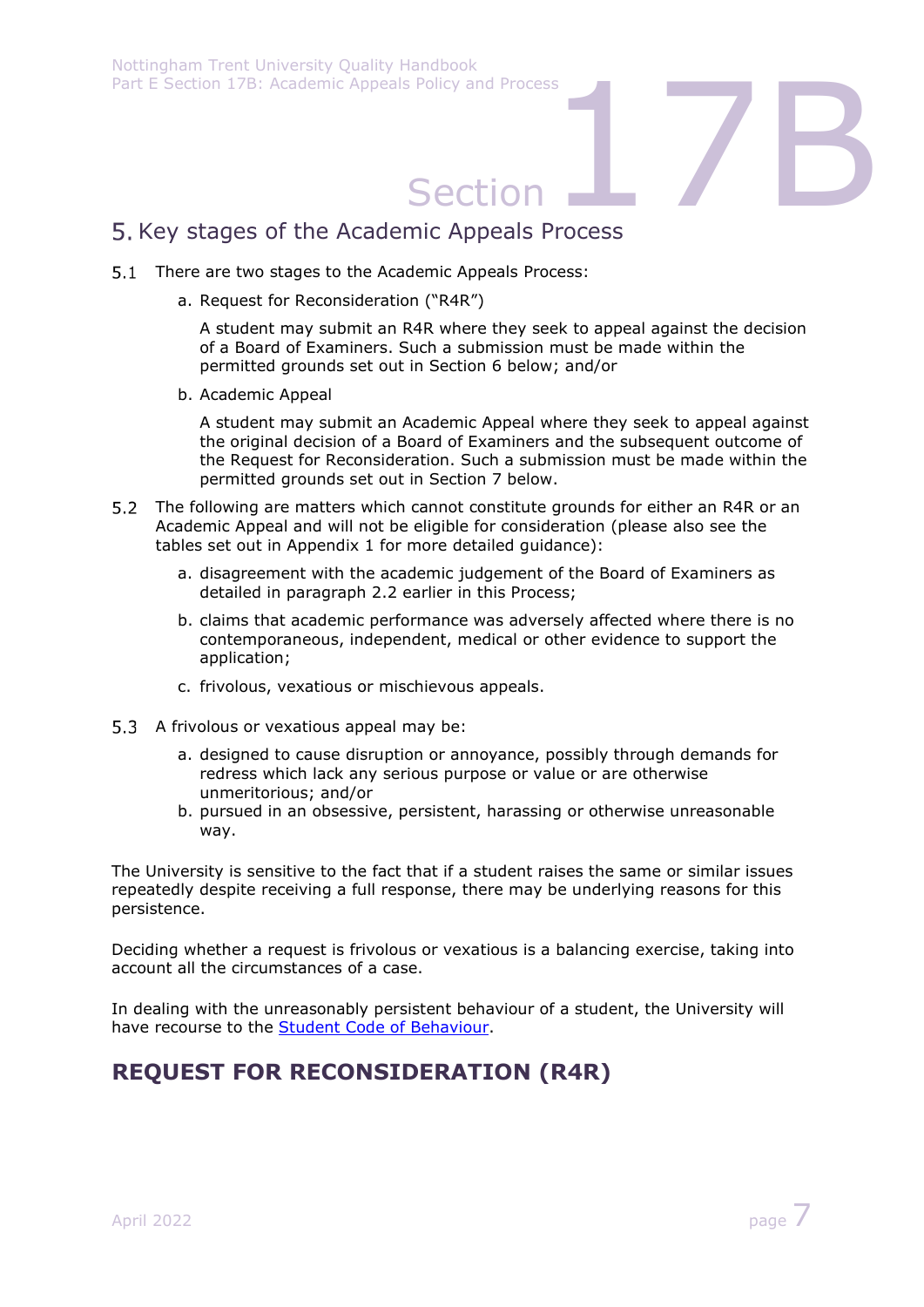## 5. Key stages of the Academic Appeals Process

5.1 There are two stages to the Academic Appeals Process:

a. Request for Reconsideration ("R4R")

A student may submit an R4R where they seek to appeal against the decision of a Board of Examiners. Such a submission must be made within the permitted grounds set out in Section 6 below; and/or

b. Academic Appeal

A student may submit an Academic Appeal where they seek to appeal against the original decision of a Board of Examiners and the subsequent outcome of the Request for Reconsideration. Such a submission must be made within the permitted grounds set out in Section 7 below.

5.2 The following are matters which cannot constitute grounds for either an R4R or an Academic Appeal and will not be eligible for consideration (please also see the tables set out in Appendix 1 for more detailed guidance):

a. disagreement with the academic judgement of the Board of Examiners as detailed in paragraph 2.2 earlier in this Process;

b. claims that academic performance was adversely affected where there is no contemporaneous, independent, medical or other evidence to support the application;

c. frivolous, vexatious or mischievous appeals.

5.3 A frivolous or vexatious appeal may be:

a. designed to cause disruption or annoyance, possibly through demands for redress which lack any serious purpose or value or are otherwise unmeritorious; and/or

b. pursued in an obsessive, persistent, harassing or otherwise unreasonable way.

The University is sensitive to the fact that if a student raises the same or similar issues repeatedly despite receiving a full response, there may be underlying reasons for this persistence.

Deciding whether a request is frivolous or vexatious is a balancing exercise, taking into account all the circumstances of a case.

In dealing with the unreasonably persistent behaviour of a student, the University will have recourse to the Student Code of Behaviour.

## REQUEST FOR RECONSIDERATION (R4R)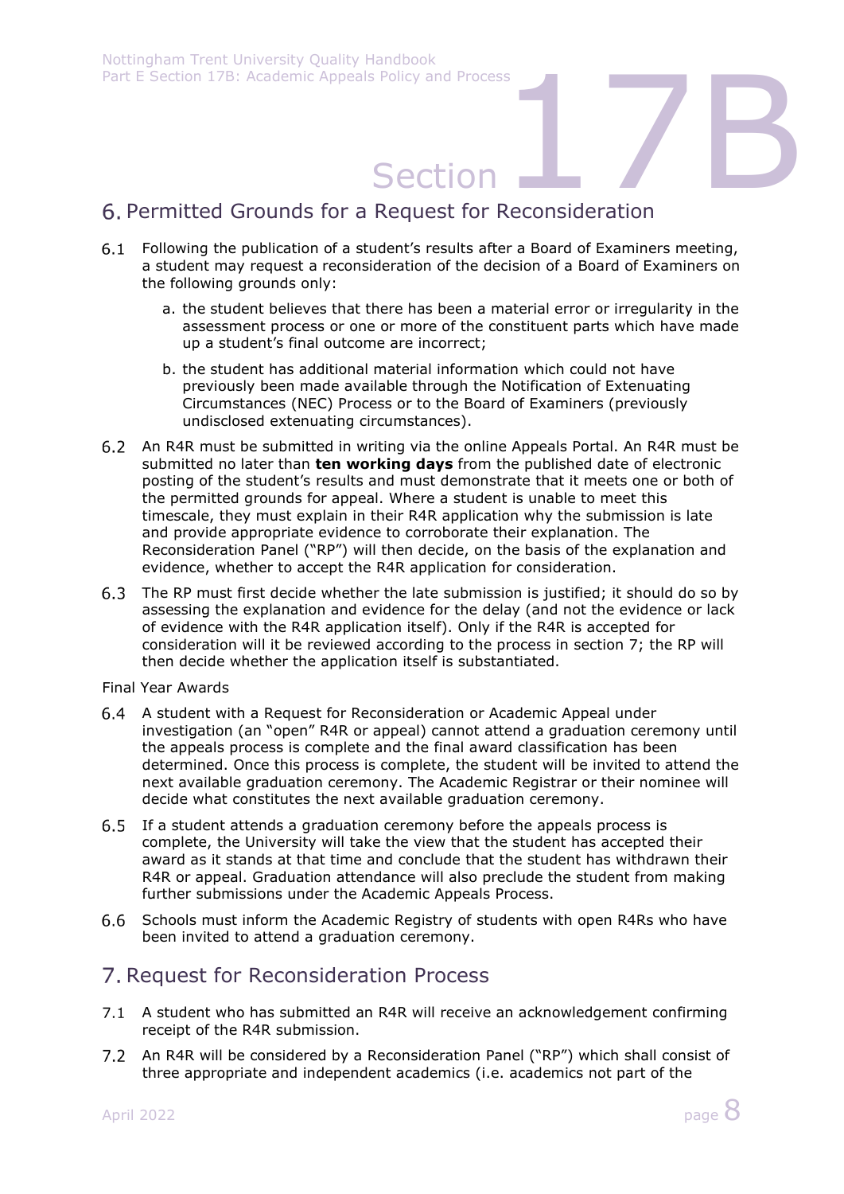## 6. Permitted Grounds for a Request for Reconsideration

6.1 Following the publication of a student's results after a Board of Examiners meeting, a student may request a reconsideration of the decision of a Board of Examiners on the following grounds only:

a. the student believes that there has been a material error or irregularity in the assessment process or one or more of the constituent parts which have made up a student's final outcome are incorrect;

b. the student has additional material information which could not have previously been made available through the Notification of Extenuating Circumstances (NEC) Process or to the Board of Examiners (previously undisclosed extenuating circumstances).

6.2 An R4R must be submitted in writing via the online Appeals Portal. An R4R must be submitted no later than **ten working days** from the published date of electronic posting of the student's results and must demonstrate that it meets one or both of the permitted grounds for appeal. Where a student is unable to meet this timescale, they must explain in their R4R application why the submission is late and provide appropriate evidence to corroborate their explanation. The Reconsideration Panel ("RP") will then decide, on the basis of the explanation and evidence, whether to accept the R4R application for consideration.

6.3 The RP must first decide whether the late submission is justified; it should do so by assessing the explanation and evidence for the delay (and not the evidence or lack of evidence with the R4R application itself). Only if the R4R is accepted for consideration will it be reviewed according to the process in section 7; the RP will then decide whether the application itself is substantiated.

Final Year Awards

6.4 A student with a Request for Reconsideration or Academic Appeal under investigation (an "open" R4R or appeal) cannot attend a graduation ceremony until the appeals process is complete and the final award classification has been determined. Once this process is complete, the student will be invited to attend the next available graduation ceremony. The Academic Registrar or their nominee will decide what constitutes the next available graduation ceremony.

6.5 If a student attends a graduation ceremony before the appeals process is complete, the University will take the view that the student has accepted their award as it stands at that time and conclude that the student has withdrawn their R4R or appeal. Graduation attendance will also preclude the student from making further submissions under the Academic Appeals Process.

6.6 Schools must inform the Academic Registry of students with open R4Rs who have been invited to attend a graduation ceremony.

## 7. Request for Reconsideration Process

7.1 A student who has submitted an R4R will receive an acknowledgement confirming receipt of the R4R submission.

7.2 An R4R will be considered by a Reconsideration Panel ("RP") which shall consist of three appropriate and independent academics (i.e. academics not part of the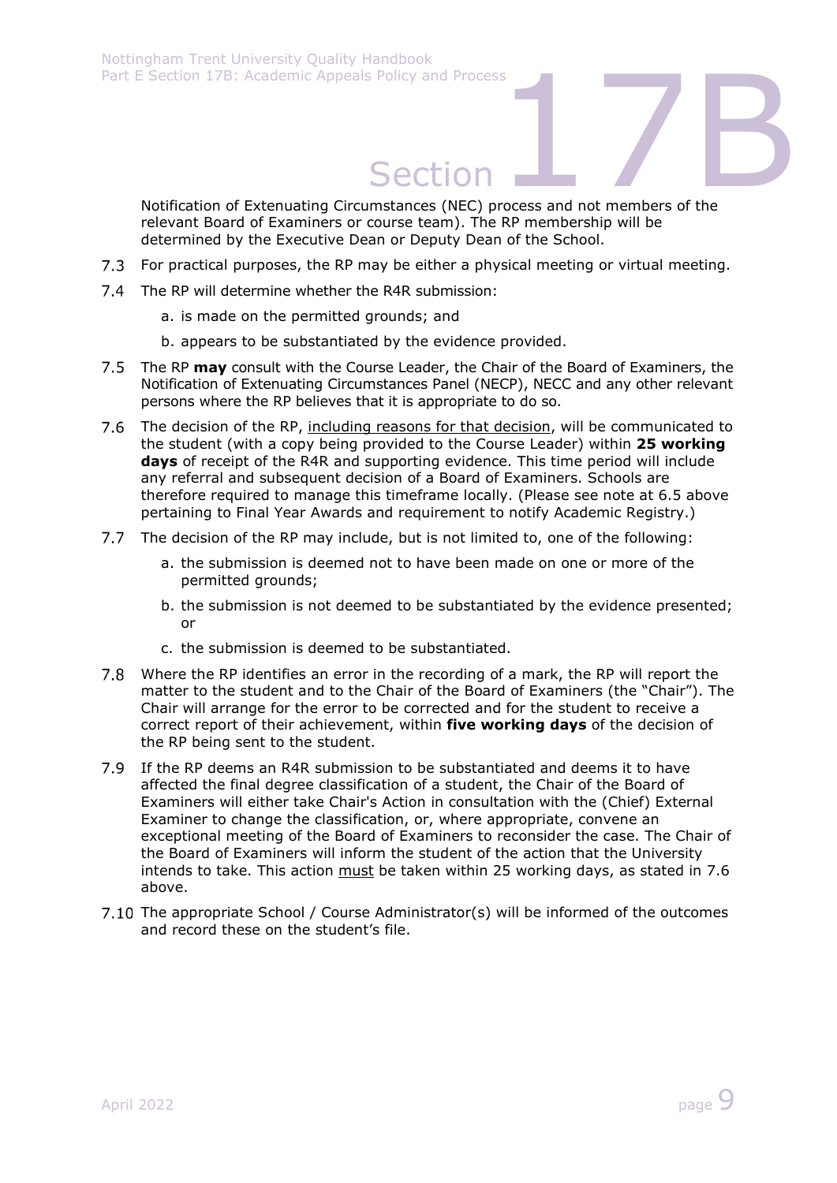Notification of Extenuating Circumstances (NEC) process and not members of the relevant Board of Examiners or course team). The RP membership will be determined by the Executive Dean or Deputy Dean of the School.

7.3 For practical purposes, the RP may be either a physical meeting or virtual meeting.

7.4 The RP will determine whether the R4R submission:

a. is made on the permitted grounds; and

b. appears to be substantiated by the evidence provided.

7.5 The RP **may** consult with the Course Leader, the Chair of the Board of Examiners, the Notification of Extenuating Circumstances Panel (NECP), NECC and any other relevant persons where the RP believes that it is appropriate to do so.

7.6 The decision of the RP, including reasons for that decision, will be communicated to the student (with a copy being provided to the Course Leader) within **25 working days** of receipt of the R4R and supporting evidence. This time period will include any referral and subsequent decision of a Board of Examiners. Schools are therefore required to manage this timeframe locally. (Please see note at 6.5 above pertaining to Final Year Awards and requirement to notify Academic Registry.)

7.7 The decision of the RP may include, but is not limited to, one of the following:

a. the submission is deemed not to have been made on one or more of the permitted grounds;

b. the submission is not deemed to be substantiated by the evidence presented; or

c. the submission is deemed to be substantiated.

7.8 Where the RP identifies an error in the recording of a mark, the RP will report the matter to the student and to the Chair of the Board of Examiners (the "Chair"). The Chair will arrange for the error to be corrected and for the student to receive a correct report of their achievement, within **five working days** of the decision of the RP being sent to the student.

7.9 If the RP deems an R4R submission to be substantiated and deems it to have affected the final degree classification of a student, the Chair of the Board of Examiners will either take Chair's Action in consultation with the (Chief) External Examiner to change the classification, or, where appropriate, convene an exceptional meeting of the Board of Examiners to reconsider the case. The Chair of the Board of Examiners will inform the student of the action that the University intends to take. This action must be taken within 25 working days, as stated in 7.6 above.

7.10 The appropriate School / Course Administrator(s) will be informed of the outcomes and record these on the student's file.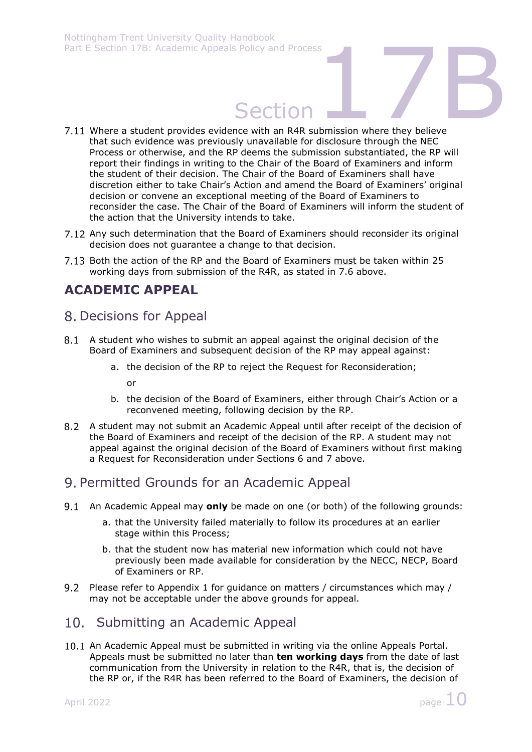7.11 Where a student provides evidence with an R4R submission where they believe that such evidence was previously unavailable for disclosure through the NEC Process or otherwise, and the RP deems the submission substantiated, the RP will report their findings in writing to the Chair of the Board of Examiners and inform the student of their decision. The Chair of the Board of Examiners shall have discretion either to take Chair's Action and amend the Board of Examiners' original decision or convene an exceptional meeting of the Board of Examiners to reconsider the case. The Chair of the Board of Examiners will inform the student of the action that the University intends to take.

7.12 Any such determination that the Board of Examiners should reconsider its original decision does not guarantee a change to that decision.

7.13 Both the action of the RP and the Board of Examiners must be taken within 25 working days from submission of the R4R, as stated in 7.6 above.

# ACADEMIC APPEAL

## 8. Decisions for Appeal

8.1 A student who wishes to submit an appeal against the original decision of the Board of Examiners and subsequent decision of the RP may appeal against:

a. the decision of the RP to reject the Request for Reconsideration;

or

b. the decision of the Board of Examiners, either through Chair's Action or a reconvened meeting, following decision by the RP.

8.2 A student may not submit an Academic Appeal until after receipt of the decision of the Board of Examiners and receipt of the decision of the RP. A student may not appeal against the original decision of the Board of Examiners without first making a Request for Reconsideration under Sections 6 and 7 above.

## 9. Permitted Grounds for an Academic Appeal

9.1 An Academic Appeal may **only** be made on one (or both) of the following grounds:

a. that the University failed materially to follow its procedures at an earlier stage within this Process;

b. that the student now has material new information which could not have previously been made available for consideration by the NECC, NECP, Board of Examiners or RP.

9.2 Please refer to Appendix 1 for guidance on matters / circumstances which may / may not be acceptable under the above grounds for appeal.

## 10. Submitting an Academic Appeal

10.1 An Academic Appeal must be submitted in writing via the online Appeals Portal. Appeals must be submitted no later than **ten working days** from the date of last communication from the University in relation to the R4R, that is, the decision of the RP or, if the R4R has been referred to the Board of Examiners, the decision of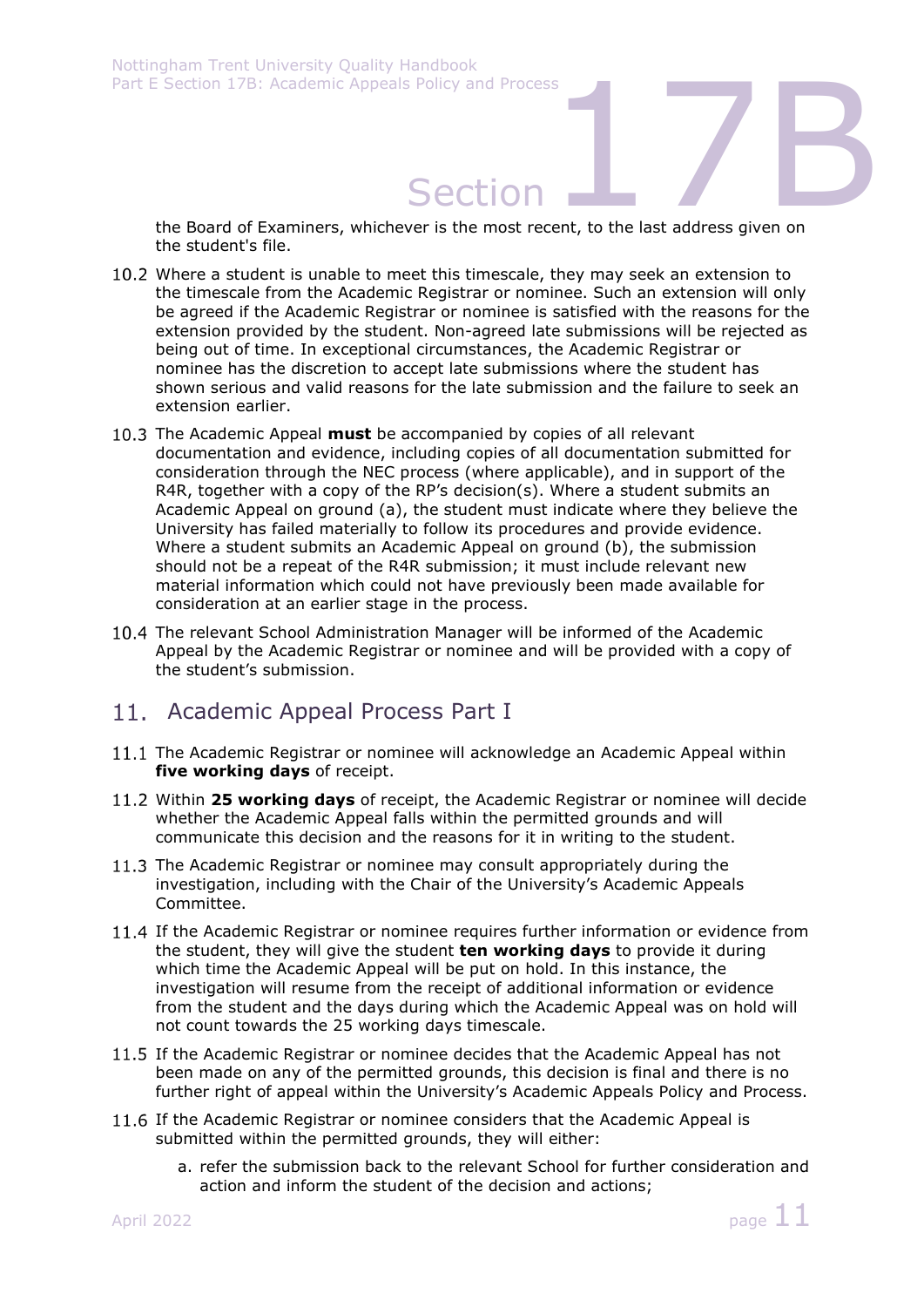the Board of Examiners, whichever is the most recent, to the last address given on the student's file.

10.2 Where a student is unable to meet this timescale, they may seek an extension to the timescale from the Academic Registrar or nominee. Such an extension will only be agreed if the Academic Registrar or nominee is satisfied with the reasons for the extension provided by the student. Non-agreed late submissions will be rejected as being out of time. In exceptional circumstances, the Academic Registrar or nominee has the discretion to accept late submissions where the student has shown serious and valid reasons for the late submission and the failure to seek an extension earlier.

10.3 The Academic Appeal **must** be accompanied by copies of all relevant documentation and evidence, including copies of all documentation submitted for consideration through the NEC process (where applicable), and in support of the R4R, together with a copy of the RP's decision(s). Where a student submits an Academic Appeal on ground (a), the student must indicate where they believe the University has failed materially to follow its procedures and provide evidence. Where a student submits an Academic Appeal on ground (b), the submission should not be a repeat of the R4R submission; it must include relevant new material information which could not have previously been made available for consideration at an earlier stage in the process.

10.4 The relevant School Administration Manager will be informed of the Academic Appeal by the Academic Registrar or nominee and will be provided with a copy of the student's submission.

## 11. Academic Appeal Process Part I

11.1 The Academic Registrar or nominee will acknowledge an Academic Appeal within **five working days** of receipt.

11.2 Within **25 working days** of receipt, the Academic Registrar or nominee will decide whether the Academic Appeal falls within the permitted grounds and will communicate this decision and the reasons for it in writing to the student.

11.3 The Academic Registrar or nominee may consult appropriately during the investigation, including with the Chair of the University's Academic Appeals Committee.

11.4 If the Academic Registrar or nominee requires further information or evidence from the student, they will give the student **ten working days** to provide it during which time the Academic Appeal will be put on hold. In this instance, the investigation will resume from the receipt of additional information or evidence from the student and the days during which the Academic Appeal was on hold will not count towards the 25 working days timescale.

11.5 If the Academic Registrar or nominee decides that the Academic Appeal has not been made on any of the permitted grounds, this decision is final and there is no further right of appeal within the University's Academic Appeals Policy and Process.

11.6 If the Academic Registrar or nominee considers that the Academic Appeal is submitted within the permitted grounds, they will either:

a. refer the submission back to the relevant School for further consideration and action and inform the student of the decision and actions;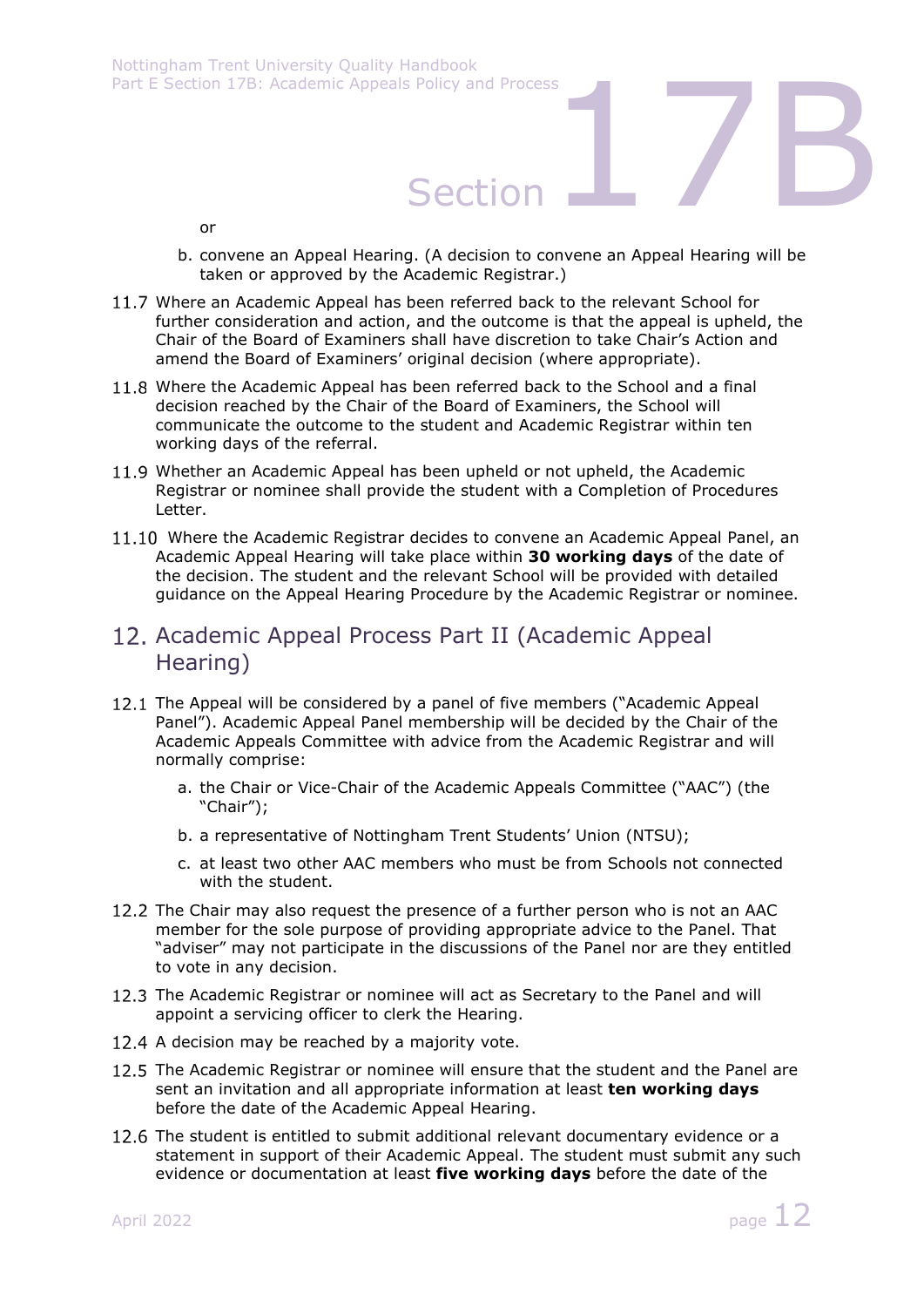or

b. convene an Appeal Hearing. (A decision to convene an Appeal Hearing will be taken or approved by the Academic Registrar.)

11.7 Where an Academic Appeal has been referred back to the relevant School for further consideration and action, and the outcome is that the appeal is upheld, the Chair of the Board of Examiners shall have discretion to take Chair's Action and amend the Board of Examiners' original decision (where appropriate).

11.8 Where the Academic Appeal has been referred back to the School and a final decision reached by the Chair of the Board of Examiners, the School will communicate the outcome to the student and Academic Registrar within ten working days of the referral.

11.9 Whether an Academic Appeal has been upheld or not upheld, the Academic Registrar or nominee shall provide the student with a Completion of Procedures Letter.

11.10 Where the Academic Registrar decides to convene an Academic Appeal Panel, an Academic Appeal Hearing will take place within **30 working days** of the date of the decision. The student and the relevant School will be provided with detailed guidance on the Appeal Hearing Procedure by the Academic Registrar or nominee.

## 12. Academic Appeal Process Part II (Academic Appeal Hearing)

12.1 The Appeal will be considered by a panel of five members ("Academic Appeal Panel"). Academic Appeal Panel membership will be decided by the Chair of the Academic Appeals Committee with advice from the Academic Registrar and will normally comprise:

a. the Chair or Vice-Chair of the Academic Appeals Committee ("AAC") (the "Chair");

b. a representative of Nottingham Trent Students' Union (NTSU);

c. at least two other AAC members who must be from Schools not connected with the student.

12.2 The Chair may also request the presence of a further person who is not an AAC member for the sole purpose of providing appropriate advice to the Panel. That "adviser" may not participate in the discussions of the Panel nor are they entitled to vote in any decision.

12.3 The Academic Registrar or nominee will act as Secretary to the Panel and will appoint a servicing officer to clerk the Hearing.

12.4 A decision may be reached by a majority vote.

12.5 The Academic Registrar or nominee will ensure that the student and the Panel are sent an invitation and all appropriate information at least **ten working days** before the date of the Academic Appeal Hearing.

12.6 The student is entitled to submit additional relevant documentary evidence or a statement in support of their Academic Appeal. The student must submit any such evidence or documentation at least **five working days** before the date of the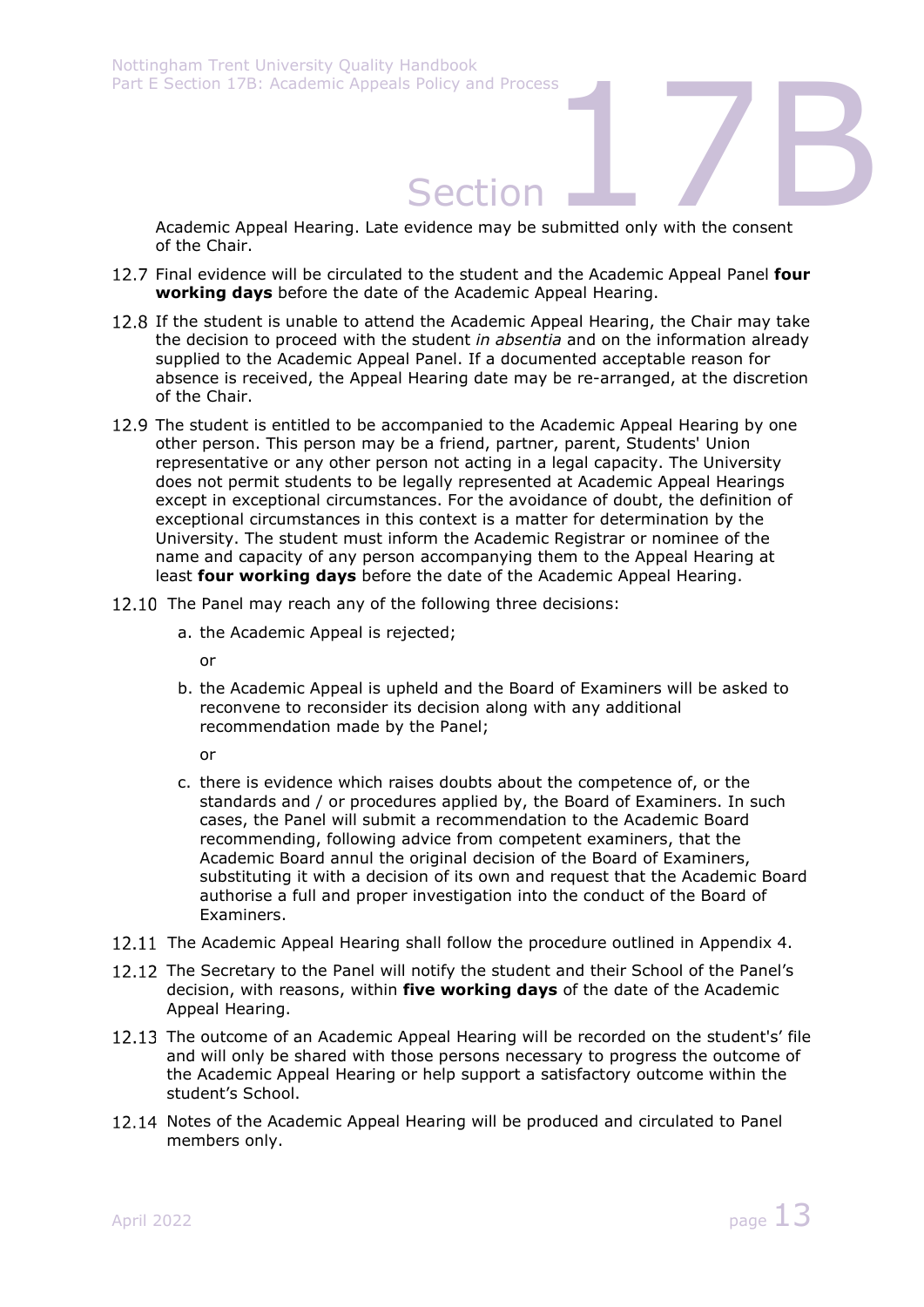Academic Appeal Hearing. Late evidence may be submitted only with the consent of the Chair.

12.7 Final evidence will be circulated to the student and the Academic Appeal Panel **four working days** before the date of the Academic Appeal Hearing.

12.8 If the student is unable to attend the Academic Appeal Hearing, the Chair may take the decision to proceed with the student *in absentia* and on the information already supplied to the Academic Appeal Panel. If a documented acceptable reason for absence is received, the Appeal Hearing date may be re-arranged, at the discretion of the Chair.

12.9 The student is entitled to be accompanied to the Academic Appeal Hearing by one other person. This person may be a friend, partner, parent, Students' Union representative or any other person not acting in a legal capacity. The University does not permit students to be legally represented at Academic Appeal Hearings except in exceptional circumstances. For the avoidance of doubt, the definition of exceptional circumstances in this context is a matter for determination by the University. The student must inform the Academic Registrar or nominee of the name and capacity of any person accompanying them to the Appeal Hearing at least **four working days** before the date of the Academic Appeal Hearing.

12.10 The Panel may reach any of the following three decisions:

a. the Academic Appeal is rejected;

   or

b. the Academic Appeal is upheld and the Board of Examiners will be asked to reconvene to reconsider its decision along with any additional recommendation made by the Panel;

   or

c. there is evidence which raises doubts about the competence of, or the standards and / or procedures applied by, the Board of Examiners. In such cases, the Panel will submit a recommendation to the Academic Board recommending, following advice from competent examiners, that the Academic Board annul the original decision of the Board of Examiners, substituting it with a decision of its own and request that the Academic Board authorise a full and proper investigation into the conduct of the Board of Examiners.

12.11 The Academic Appeal Hearing shall follow the procedure outlined in Appendix 4.

12.12 The Secretary to the Panel will notify the student and their School of the Panel's decision, with reasons, within **five working days** of the date of the Academic Appeal Hearing.

12.13 The outcome of an Academic Appeal Hearing will be recorded on the student's' file and will only be shared with those persons necessary to progress the outcome of the Academic Appeal Hearing or help support a satisfactory outcome within the student's School.

12.14 Notes of the Academic Appeal Hearing will be produced and circulated to Panel members only.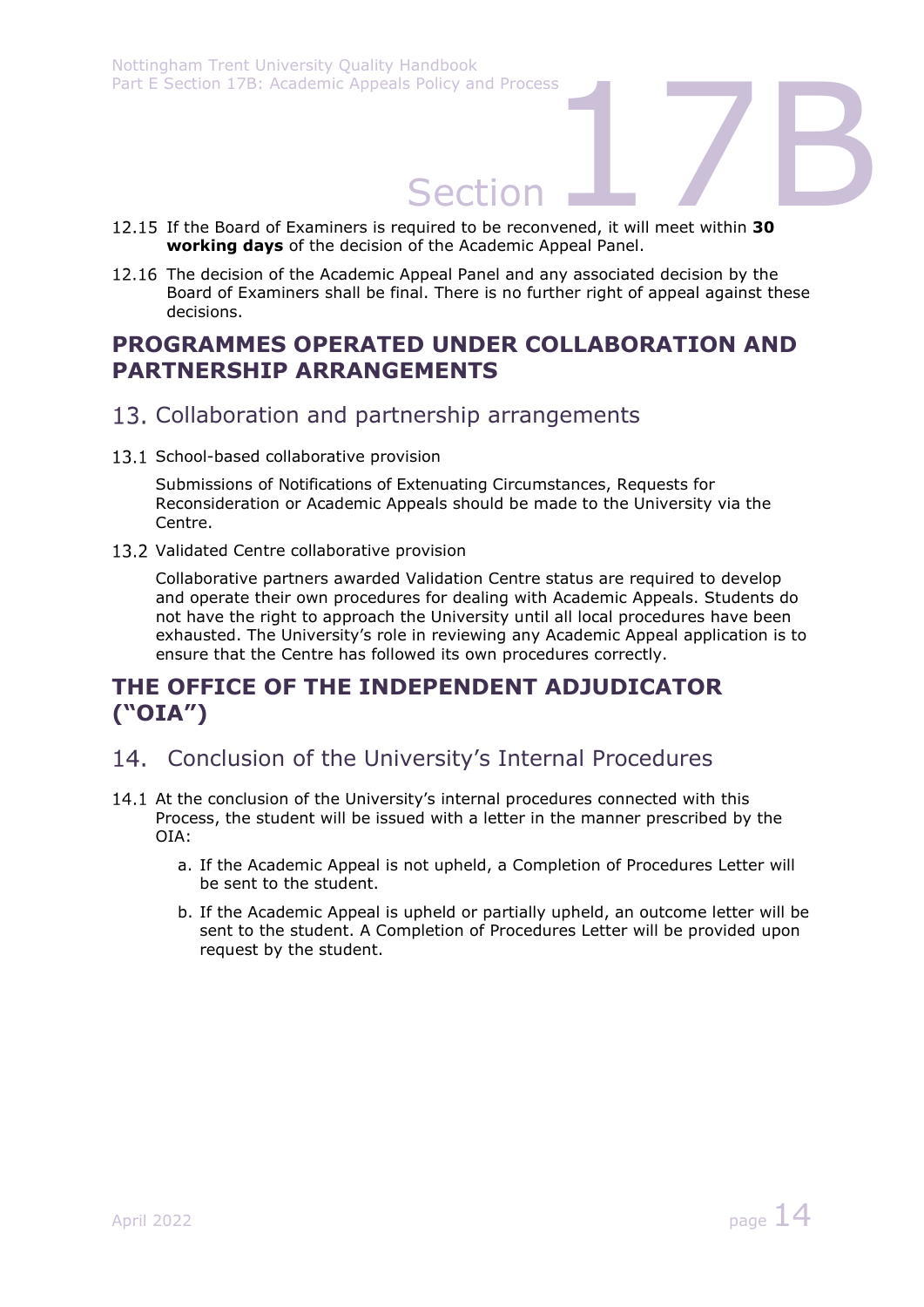12.15 If the Board of Examiners is required to be reconvened, it will meet within **30 working days** of the decision of the Academic Appeal Panel.

12.16 The decision of the Academic Appeal Panel and any associated decision by the Board of Examiners shall be final. There is no further right of appeal against these decisions.

## PROGRAMMES OPERATED UNDER COLLABORATION AND PARTNERSHIP ARRANGEMENTS

### 13. Collaboration and partnership arrangements

13.1 School-based collaborative provision

Submissions of Notifications of Extenuating Circumstances, Requests for Reconsideration or Academic Appeals should be made to the University via the Centre.

13.2 Validated Centre collaborative provision

Collaborative partners awarded Validation Centre status are required to develop and operate their own procedures for dealing with Academic Appeals. Students do not have the right to approach the University until all local procedures have been exhausted. The University's role in reviewing any Academic Appeal application is to ensure that the Centre has followed its own procedures correctly.

## THE OFFICE OF THE INDEPENDENT ADJUDICATOR ("OIA")

### 14. Conclusion of the University's Internal Procedures

14.1 At the conclusion of the University's internal procedures connected with this Process, the student will be issued with a letter in the manner prescribed by the OIA:

a. If the Academic Appeal is not upheld, a Completion of Procedures Letter will be sent to the student.

b. If the Academic Appeal is upheld or partially upheld, an outcome letter will be sent to the student. A Completion of Procedures Letter will be provided upon request by the student.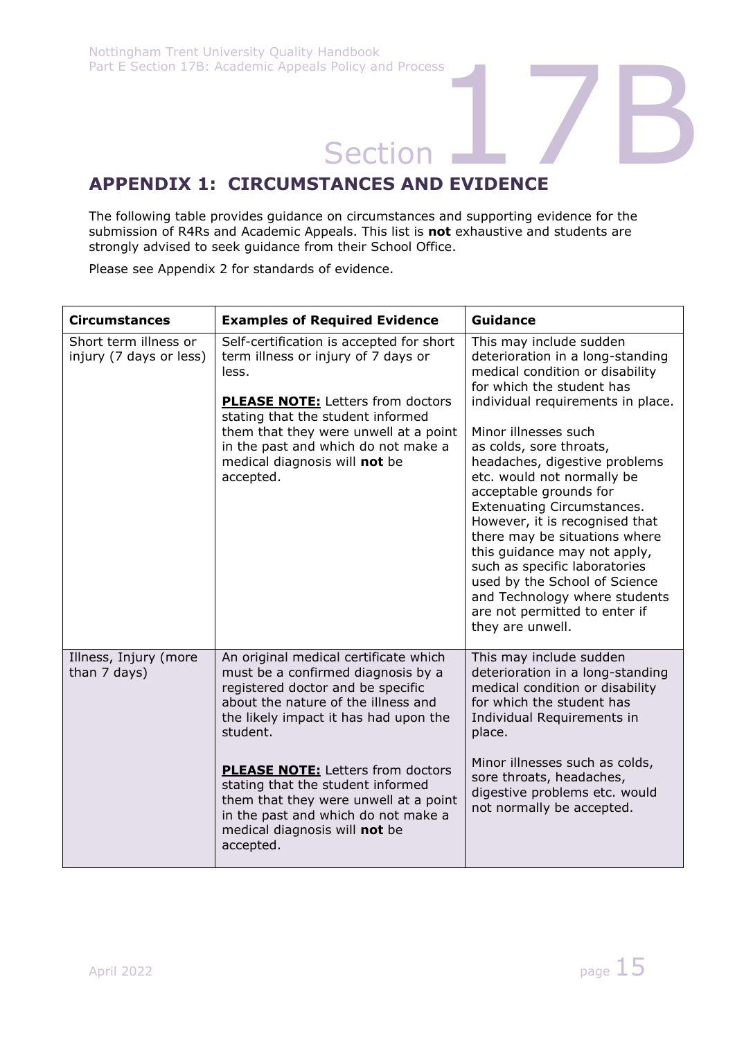## APPENDIX 1: CIRCUMSTANCES AND EVIDENCE

The following table provides guidance on circumstances and supporting evidence for the submission of R4Rs and Academic Appeals. This list is **not** exhaustive and students are strongly advised to seek guidance from their School Office.

Please see Appendix 2 for standards of evidence.

| Circumstances | Examples of Required Evidence | Guidance |
|---|---|---|
| Short term illness or injury (7 days or less) | Self-certification is accepted for short term illness or injury of 7 days or less.<br><br>**PLEASE NOTE:** Letters from doctors stating that the student informed them that they were unwell at a point in the past and which do not make a medical diagnosis will **not** be accepted. | This may include sudden deterioration in a long-standing medical condition or disability for which the student has individual requirements in place.<br><br>Minor illnesses such as colds, sore throats, headaches, digestive problems etc. would not normally be acceptable grounds for Extenuating Circumstances. However, it is recognised that there may be situations where this guidance may not apply, such as specific laboratories used by the School of Science and Technology where students are not permitted to enter if they are unwell. |
| Illness, Injury (more than 7 days) | An original medical certificate which must be a confirmed diagnosis by a registered doctor and be specific about the nature of the illness and the likely impact it has had upon the student.<br><br>**PLEASE NOTE:** Letters from doctors stating that the student informed them that they were unwell at a point in the past and which do not make a medical diagnosis will **not** be accepted. | This may include sudden deterioration in a long-standing medical condition or disability for which the student has Individual Requirements in place.<br><br>Minor illnesses such as colds, sore throats, headaches, digestive problems etc. would not normally be accepted. |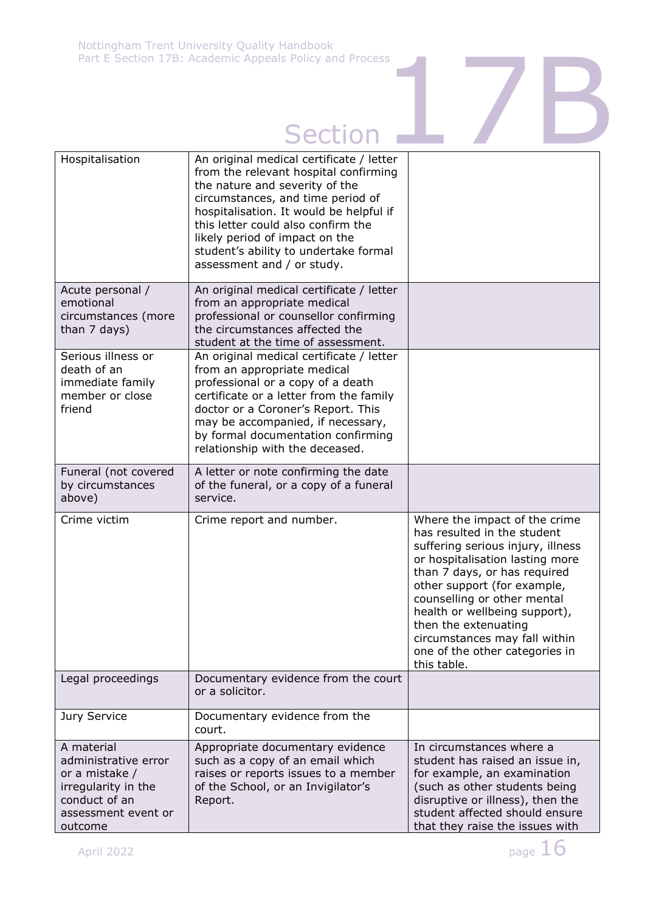| | | |
|---|---|---|
| Hospitalisation | An original medical certificate / letter from the relevant hospital confirming the nature and severity of the circumstances, and time period of hospitalisation. It would be helpful if this letter could also confirm the likely period of impact on the student's ability to undertake formal assessment and / or study. | |
| Acute personal / emotional circumstances (more than 7 days) | An original medical certificate / letter from an appropriate medical professional or counsellor confirming the circumstances affected the student at the time of assessment. | |
| Serious illness or death of an immediate family member or close friend | An original medical certificate / letter from an appropriate medical professional or a copy of a death certificate or a letter from the family doctor or a Coroner's Report. This may be accompanied, if necessary, by formal documentation confirming relationship with the deceased. | |
| Funeral (not covered by circumstances above) | A letter or note confirming the date of the funeral, or a copy of a funeral service. | |
| Crime victim | Crime report and number. | Where the impact of the crime has resulted in the student suffering serious injury, illness or hospitalisation lasting more than 7 days, or has required other support (for example, counselling or other mental health or wellbeing support), then the extenuating circumstances may fall within one of the other categories in this table. |
| Legal proceedings | Documentary evidence from the court or a solicitor. | |
| Jury Service | Documentary evidence from the court. | |
| A material administrative error or a mistake / irregularity in the conduct of an assessment event or outcome | Appropriate documentary evidence such as a copy of an email which raises or reports issues to a member of the School, or an Invigilator's Report. | In circumstances where a student has raised an issue in, for example, an examination (such as other students being disruptive or illness), then the student affected should ensure that they raise the issues with |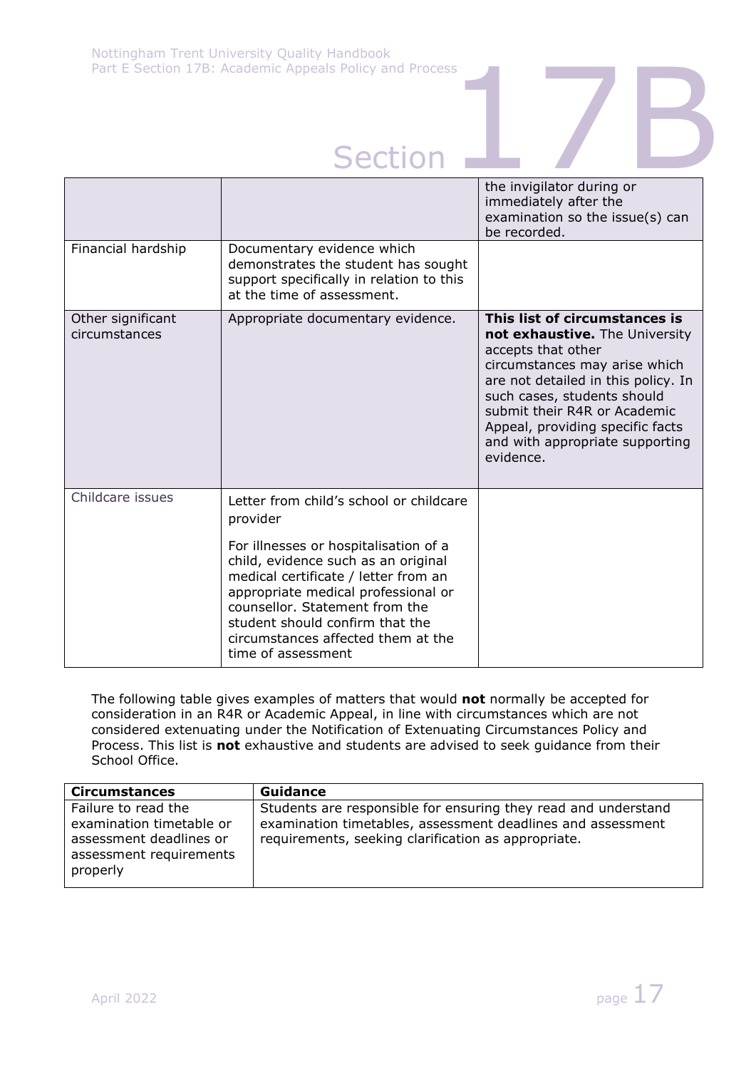| | | |
|---|---|---|
| | | the invigilator during or immediately after the examination so the issue(s) can be recorded. |
| Financial hardship | Documentary evidence which demonstrates the student has sought support specifically in relation to this at the time of assessment. | |
| Other significant circumstances | Appropriate documentary evidence. | **This list of circumstances is not exhaustive.** The University accepts that other circumstances may arise which are not detailed in this policy. In such cases, students should submit their R4R or Academic Appeal, providing specific facts and with appropriate supporting evidence. |
| Childcare issues | Letter from child's school or childcare provider<br><br>For illnesses or hospitalisation of a child, evidence such as an original medical certificate / letter from an appropriate medical professional or counsellor. Statement from the student should confirm that the circumstances affected them at the time of assessment | |

The following table gives examples of matters that would **not** normally be accepted for consideration in an R4R or Academic Appeal, in line with circumstances which are not considered extenuating under the Notification of Extenuating Circumstances Policy and Process. This list is **not** exhaustive and students are advised to seek guidance from their School Office.

| Circumstances | Guidance |
|---|---|
| Failure to read the examination timetable or assessment deadlines or assessment requirements properly | Students are responsible for ensuring they read and understand examination timetables, assessment deadlines and assessment requirements, seeking clarification as appropriate. |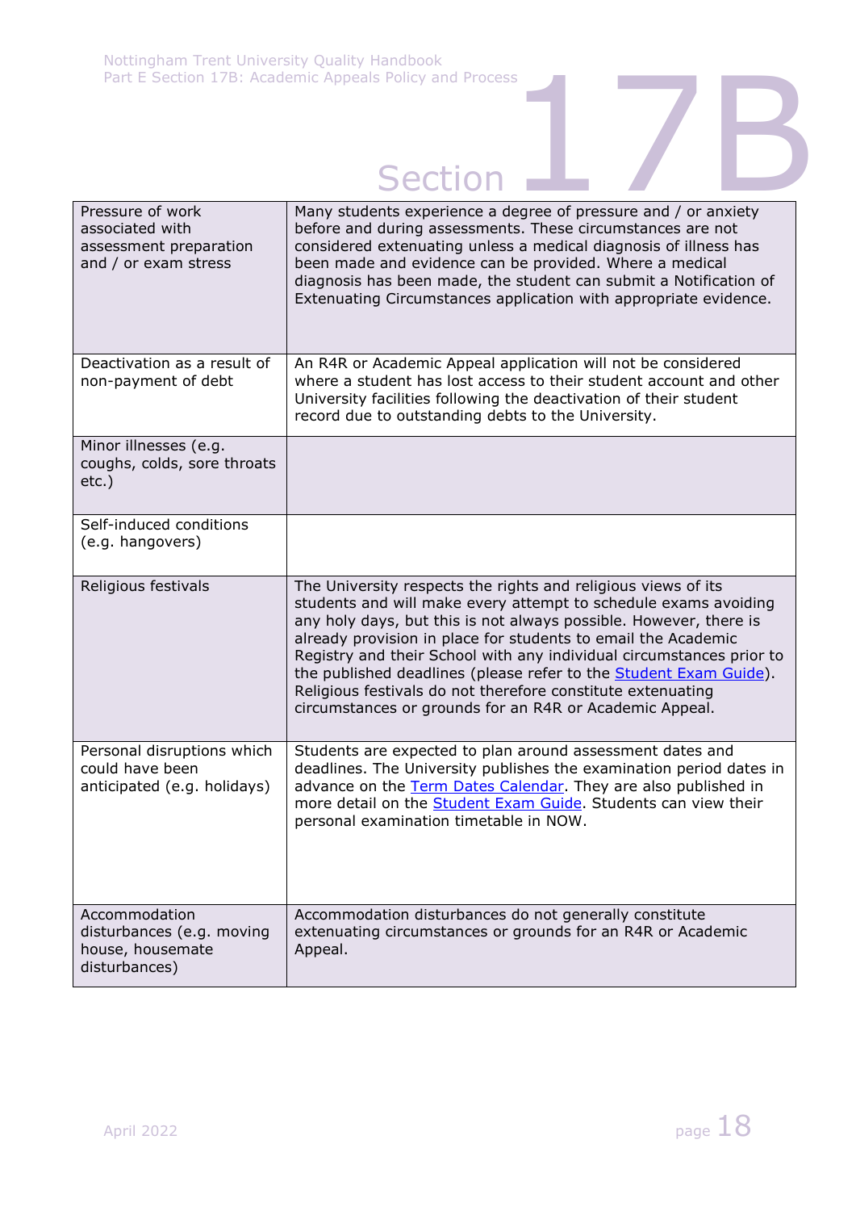| | |
|---|---|
| Pressure of work associated with assessment preparation and / or exam stress | Many students experience a degree of pressure and / or anxiety before and during assessments. These circumstances are not considered extenuating unless a medical diagnosis of illness has been made and evidence can be provided. Where a medical diagnosis has been made, the student can submit a Notification of Extenuating Circumstances application with appropriate evidence. |
| Deactivation as a result of non-payment of debt | An R4R or Academic Appeal application will not be considered where a student has lost access to their student account and other University facilities following the deactivation of their student record due to outstanding debts to the University. |
| Minor illnesses (e.g. coughs, colds, sore throats etc.) | |
| Self-induced conditions (e.g. hangovers) | |
| Religious festivals | The University respects the rights and religious views of its students and will make every attempt to schedule exams avoiding any holy days, but this is not always possible. However, there is already provision in place for students to email the Academic Registry and their School with any individual circumstances prior to the published deadlines (please refer to the Student Exam Guide). Religious festivals do not therefore constitute extenuating circumstances or grounds for an R4R or Academic Appeal. |
| Personal disruptions which could have been anticipated (e.g. holidays) | Students are expected to plan around assessment dates and deadlines. The University publishes the examination period dates in advance on the Term Dates Calendar. They are also published in more detail on the Student Exam Guide. Students can view their personal examination timetable in NOW. |
| Accommodation disturbances (e.g. moving house, housemate disturbances) | Accommodation disturbances do not generally constitute extenuating circumstances or grounds for an R4R or Academic Appeal. |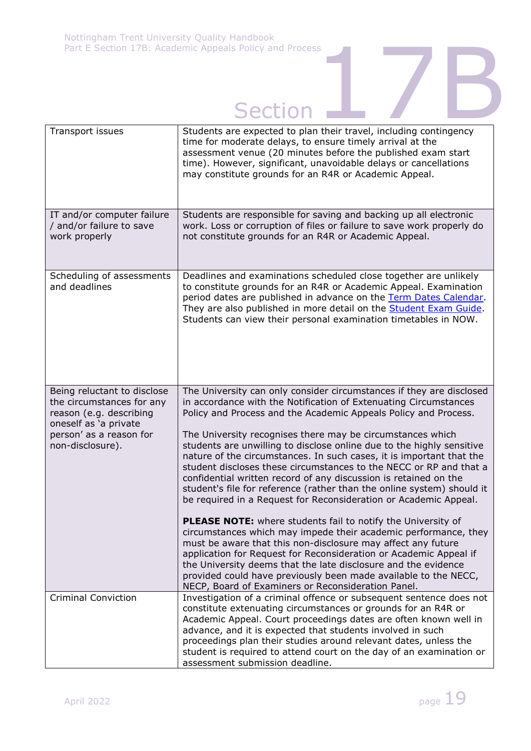| | |
|---|---|
| Transport issues | Students are expected to plan their travel, including contingency time for moderate delays, to ensure timely arrival at the assessment venue (20 minutes before the published exam start time). However, significant, unavoidable delays or cancellations may constitute grounds for an R4R or Academic Appeal. |
| IT and/or computer failure / and/or failure to save work properly | Students are responsible for saving and backing up all electronic work. Loss or corruption of files or failure to save work properly do not constitute grounds for an R4R or Academic Appeal. |
| Scheduling of assessments and deadlines | Deadlines and examinations scheduled close together are unlikely to constitute grounds for an R4R or Academic Appeal. Examination period dates are published in advance on the Term Dates Calendar. They are also published in more detail on the Student Exam Guide. Students can view their personal examination timetables in NOW. |
| Being reluctant to disclose the circumstances for any reason (e.g. describing oneself as 'a private person' as a reason for non-disclosure). | The University can only consider circumstances if they are disclosed in accordance with the Notification of Extenuating Circumstances Policy and Process and the Academic Appeals Policy and Process.<br><br>The University recognises there may be circumstances which students are unwilling to disclose online due to the highly sensitive nature of the circumstances. In such cases, it is important that the student discloses these circumstances to the NECC or RP and that a confidential written record of any discussion is retained on the student's file for reference (rather than the online system) should it be required in a Request for Reconsideration or Academic Appeal.<br><br>**PLEASE NOTE:** where students fail to notify the University of circumstances which may impede their academic performance, they must be aware that this non-disclosure may affect any future application for Request for Reconsideration or Academic Appeal if the University deems that the late disclosure and the evidence provided could have previously been made available to the NECC, NECP, Board of Examiners or Reconsideration Panel. |
| Criminal Conviction | Investigation of a criminal offence or subsequent sentence does not constitute extenuating circumstances or grounds for an R4R or Academic Appeal. Court proceedings dates are often known well in advance, and it is expected that students involved in such proceedings plan their studies around relevant dates, unless the student is required to attend court on the day of an examination or assessment submission deadline. |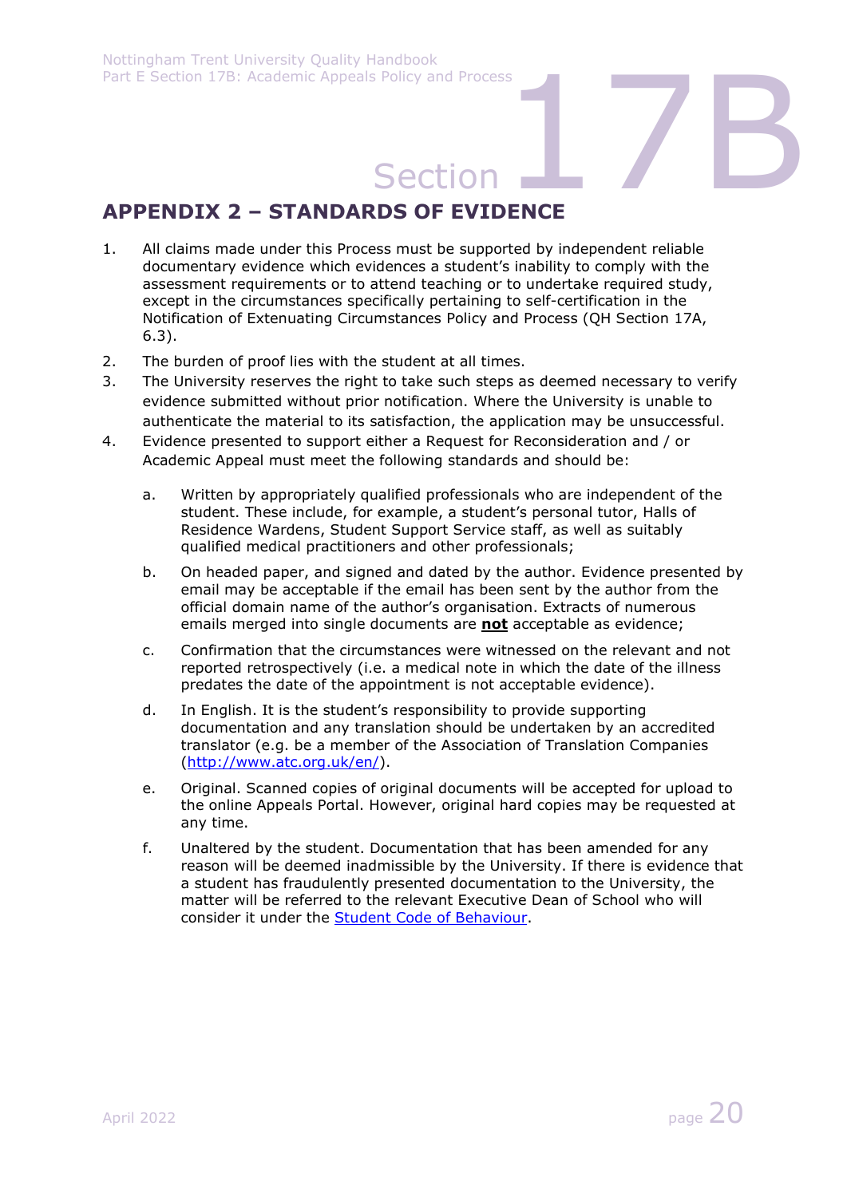## APPENDIX 2 – STANDARDS OF EVIDENCE

1. All claims made under this Process must be supported by independent reliable documentary evidence which evidences a student's inability to comply with the assessment requirements or to attend teaching or to undertake required study, except in the circumstances specifically pertaining to self-certification in the Notification of Extenuating Circumstances Policy and Process (QH Section 17A, 6.3).
2. The burden of proof lies with the student at all times.
3. The University reserves the right to take such steps as deemed necessary to verify evidence submitted without prior notification. Where the University is unable to authenticate the material to its satisfaction, the application may be unsuccessful.
4. Evidence presented to support either a Request for Reconsideration and / or Academic Appeal must meet the following standards and should be:

    a. Written by appropriately qualified professionals who are independent of the student. These include, for example, a student's personal tutor, Halls of Residence Wardens, Student Support Service staff, as well as suitably qualified medical practitioners and other professionals;

    b. On headed paper, and signed and dated by the author. Evidence presented by email may be acceptable if the email has been sent by the author from the official domain name of the author's organisation. Extracts of numerous emails merged into single documents are **not** acceptable as evidence;

    c. Confirmation that the circumstances were witnessed on the relevant and not reported retrospectively (i.e. a medical note in which the date of the illness predates the date of the appointment is not acceptable evidence).

    d. In English. It is the student's responsibility to provide supporting documentation and any translation should be undertaken by an accredited translator (e.g. be a member of the Association of Translation Companies (http://www.atc.org.uk/en/).

    e. Original. Scanned copies of original documents will be accepted for upload to the online Appeals Portal. However, original hard copies may be requested at any time.

    f. Unaltered by the student. Documentation that has been amended for any reason will be deemed inadmissible by the University. If there is evidence that a student has fraudulently presented documentation to the University, the matter will be referred to the relevant Executive Dean of School who will consider it under the Student Code of Behaviour.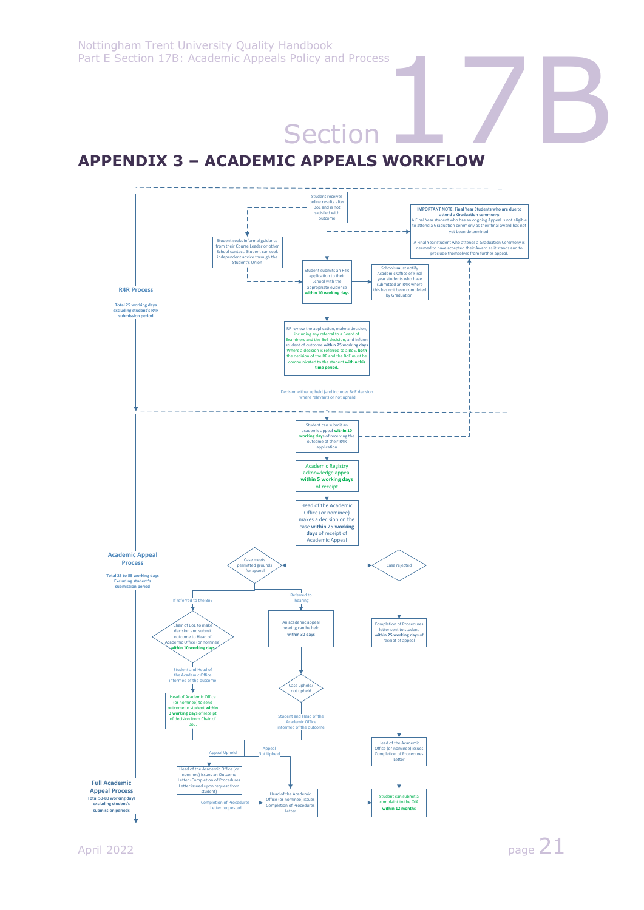## APPENDIX 3 – ACADEMIC APPEALS WORKFLOW

**R4R Process**

**Total 25 working days excluding student's R4R submission period**

Student receives online results after BoE and is not satisfied with outcome

Student seeks informal guidance from their Course Leader or other School contact. Student can seek independent advice through the Student's Union

**IMPORTANT NOTE: Final Year Students who are due to attend a Graduation ceremony:**
A Final Year student who has an ongoing Appeal is not eligible to attend a Graduation ceremony as their final award has not yet been determined.

A Final Year student who attends a Graduation Ceremony is deemed to have accepted their Award as it stands and to preclude themselves from further appeal.

Student submits an R4R application to their School with the appropriate evidence **within 10 working days**

Schools **must** notify Academic Office of Final year students who have submitted an R4R where this has not been completed by Graduation.

RP review the application, make a decision, including any referral to a Board of Examiners and the BoE decision, and inform student of outcome **within 25 working days**. Where a decision is referred to a BoE, **both** the decision of the RP and the BoE must be communicated to the student **within this time period.**

Decision either upheld (and includes BoE decision where relevant) or not upheld

**Academic Appeal Process**

**Total 25 to 55 working days Excluding student's submission period**

Student can submit an academic appeal **within 10 working days** of receiving the outcome of their R4R application

Academic Registry acknowledge appeal **within 5 working days** of receipt

Head of the Academic Office (or nominee) makes a decision on the case **within 25 working days** of receipt of Academic Appeal

Case meets permitted grounds for appeal

Case rejected

If referred to the BoE

Chair of BoE to make decision and submit outcome to Head of Academic Office (or nominee) **within 10 working days**

Student and Head of the Academic Office informed of the outcome

Head of Academic Office (or nominee) to send outcome to student **within 3 working days** of receipt of decision from Chair of BoE.

Referred to hearing

An academic appeal hearing can be held **within 30 days**

Case upheld/ not upheld

Student and Head of the Academic Office informed of the outcome

Completion of Procedures letter sent to student **within 25 working days** of receipt of appeal

Head of the Academic Office (or nominee) issues Completion of Procedures Letter

Appeal Upheld

Appeal Not Upheld

Head of the Academic Office (or nominee) issues an Outcome Letter (Completion of Procedures Letter issued upon request from student)

Completion of Procedures Letter requested

Head of the Academic Office (or nominee) issues Completion of Procedures Letter

Student can submit a complaint to the OIA **within 12 months**

**Full Academic Appeal Process**

**Total 50-80 working days excluding student's submission periods**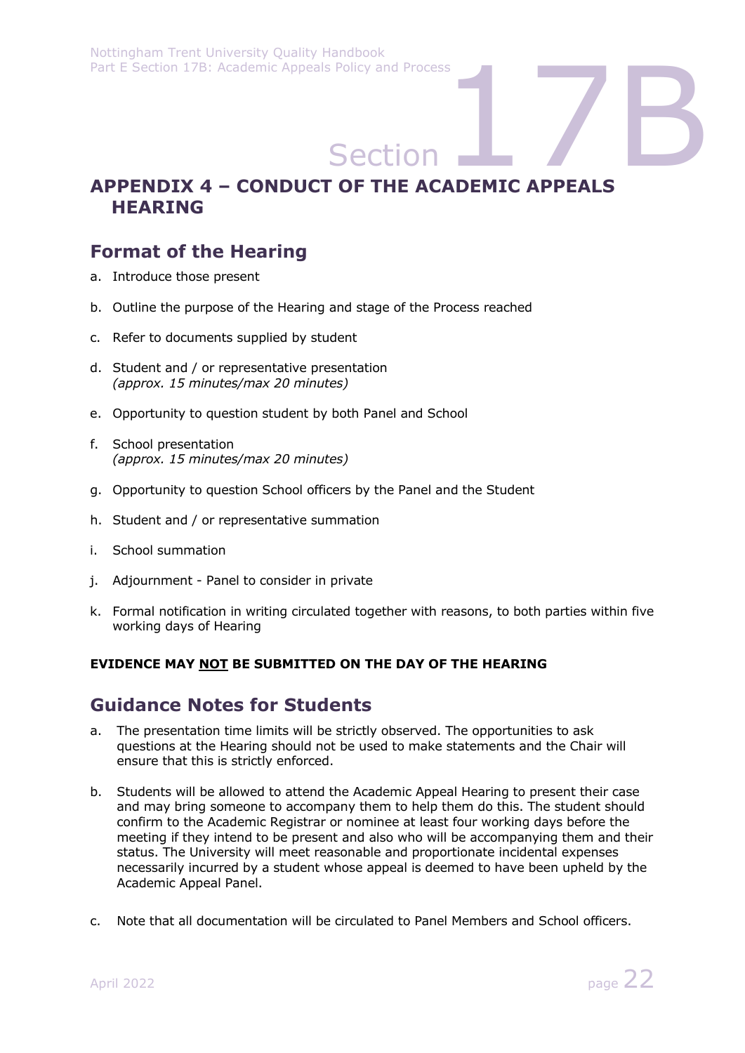# APPENDIX 4 – CONDUCT OF THE ACADEMIC APPEALS HEARING

## Format of the Hearing

a. Introduce those present

b. Outline the purpose of the Hearing and stage of the Process reached

c. Refer to documents supplied by student

d. Student and / or representative presentation  
*(approx. 15 minutes/max 20 minutes)*

e. Opportunity to question student by both Panel and School

f. School presentation  
*(approx. 15 minutes/max 20 minutes)*

g. Opportunity to question School officers by the Panel and the Student

h. Student and / or representative summation

i. School summation

j. Adjournment - Panel to consider in private

k. Formal notification in writing circulated together with reasons, to both parties within five working days of Hearing

**EVIDENCE MAY <u>NOT</u> BE SUBMITTED ON THE DAY OF THE HEARING**

## Guidance Notes for Students

a. The presentation time limits will be strictly observed. The opportunities to ask questions at the Hearing should not be used to make statements and the Chair will ensure that this is strictly enforced.

b. Students will be allowed to attend the Academic Appeal Hearing to present their case and may bring someone to accompany them to help them do this. The student should confirm to the Academic Registrar or nominee at least four working days before the meeting if they intend to be present and also who will be accompanying them and their status. The University will meet reasonable and proportionate incidental expenses necessarily incurred by a student whose appeal is deemed to have been upheld by the Academic Appeal Panel.

c. Note that all documentation will be circulated to Panel Members and School officers.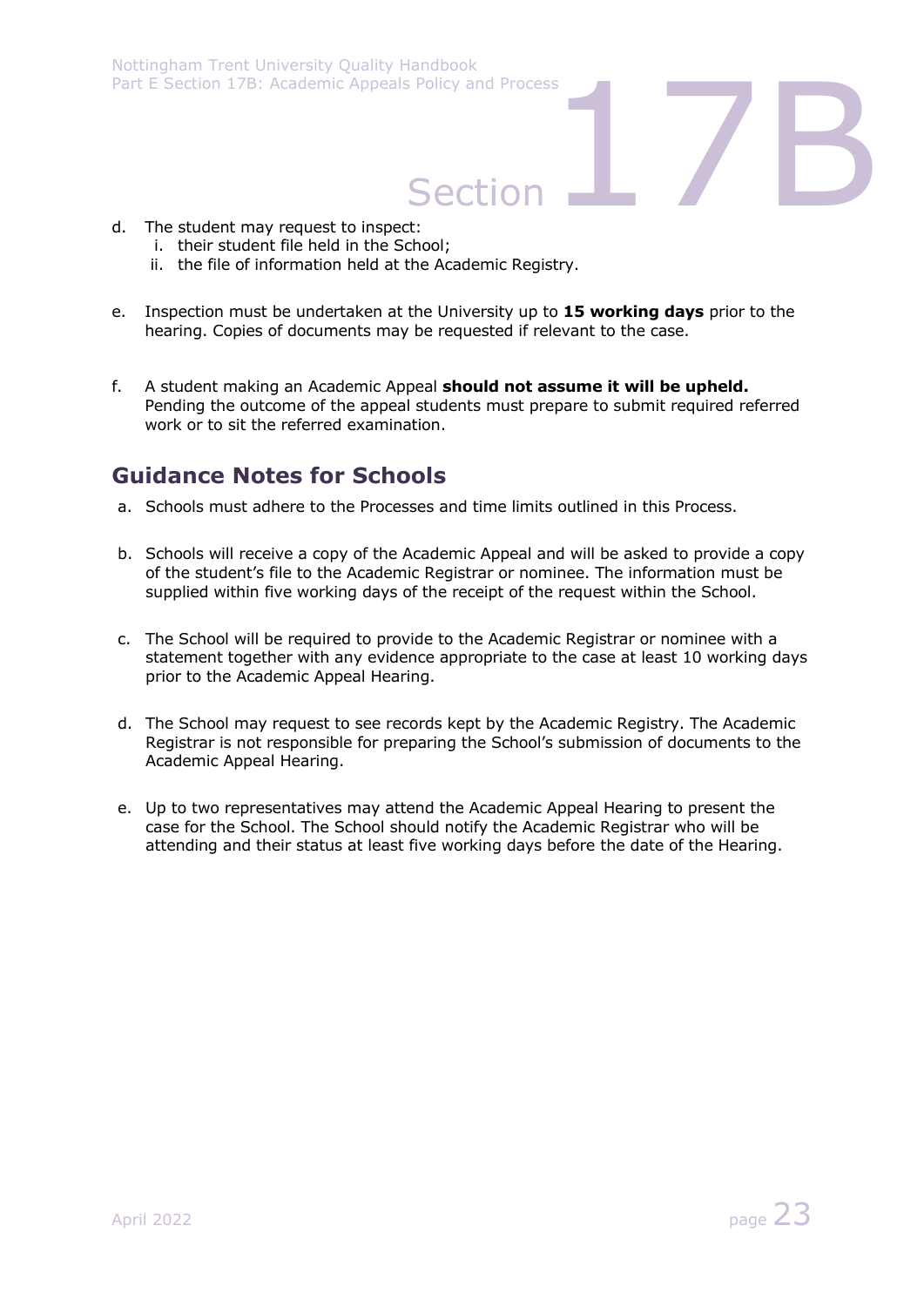d. The student may request to inspect:
   i. their student file held in the School;
   ii. the file of information held at the Academic Registry.

e. Inspection must be undertaken at the University up to **15 working days** prior to the hearing. Copies of documents may be requested if relevant to the case.

f. A student making an Academic Appeal **should not assume it will be upheld.** Pending the outcome of the appeal students must prepare to submit required referred work or to sit the referred examination.

## Guidance Notes for Schools

a. Schools must adhere to the Processes and time limits outlined in this Process.

b. Schools will receive a copy of the Academic Appeal and will be asked to provide a copy of the student's file to the Academic Registrar or nominee. The information must be supplied within five working days of the receipt of the request within the School.

c. The School will be required to provide to the Academic Registrar or nominee with a statement together with any evidence appropriate to the case at least 10 working days prior to the Academic Appeal Hearing.

d. The School may request to see records kept by the Academic Registry. The Academic Registrar is not responsible for preparing the School's submission of documents to the Academic Appeal Hearing.

e. Up to two representatives may attend the Academic Appeal Hearing to present the case for the School. The School should notify the Academic Registrar who will be attending and their status at least five working days before the date of the Hearing.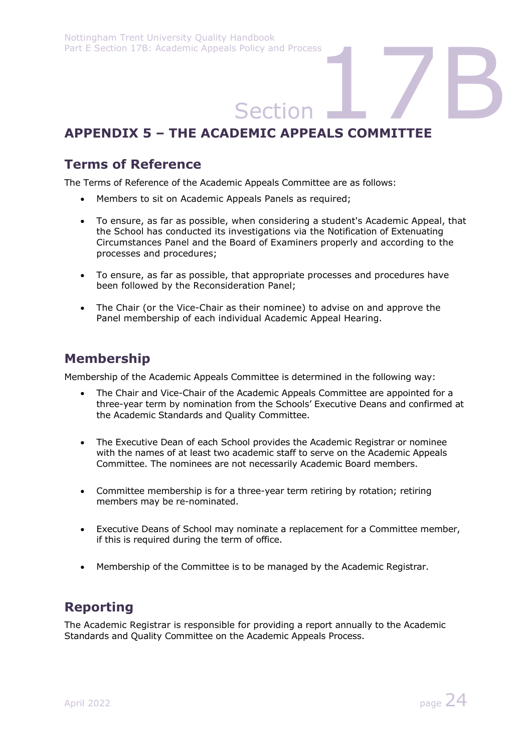# APPENDIX 5 – THE ACADEMIC APPEALS COMMITTEE

## Terms of Reference

The Terms of Reference of the Academic Appeals Committee are as follows:

- Members to sit on Academic Appeals Panels as required;
- To ensure, as far as possible, when considering a student's Academic Appeal, that the School has conducted its investigations via the Notification of Extenuating Circumstances Panel and the Board of Examiners properly and according to the processes and procedures;
- To ensure, as far as possible, that appropriate processes and procedures have been followed by the Reconsideration Panel;
- The Chair (or the Vice-Chair as their nominee) to advise on and approve the Panel membership of each individual Academic Appeal Hearing.

## Membership

Membership of the Academic Appeals Committee is determined in the following way:

- The Chair and Vice-Chair of the Academic Appeals Committee are appointed for a three-year term by nomination from the Schools' Executive Deans and confirmed at the Academic Standards and Quality Committee.
- The Executive Dean of each School provides the Academic Registrar or nominee with the names of at least two academic staff to serve on the Academic Appeals Committee. The nominees are not necessarily Academic Board members.
- Committee membership is for a three-year term retiring by rotation; retiring members may be re-nominated.
- Executive Deans of School may nominate a replacement for a Committee member, if this is required during the term of office.
- Membership of the Committee is to be managed by the Academic Registrar.

## Reporting

The Academic Registrar is responsible for providing a report annually to the Academic Standards and Quality Committee on the Academic Appeals Process.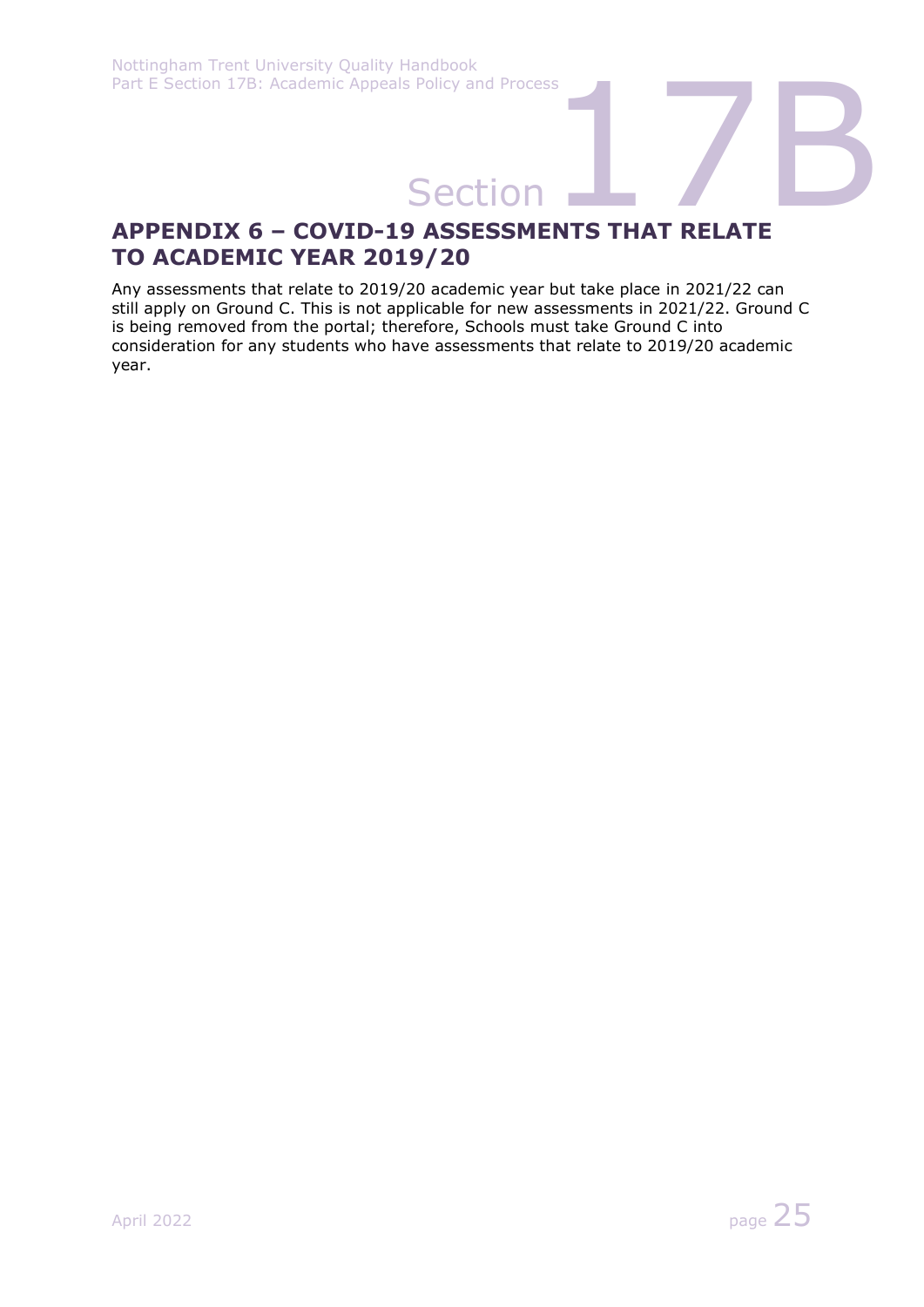## APPENDIX 6 – COVID-19 ASSESSMENTS THAT RELATE TO ACADEMIC YEAR 2019/20

Any assessments that relate to 2019/20 academic year but take place in 2021/22 can still apply on Ground C. This is not applicable for new assessments in 2021/22. Ground C is being removed from the portal; therefore, Schools must take Ground C into consideration for any students who have assessments that relate to 2019/20 academic year.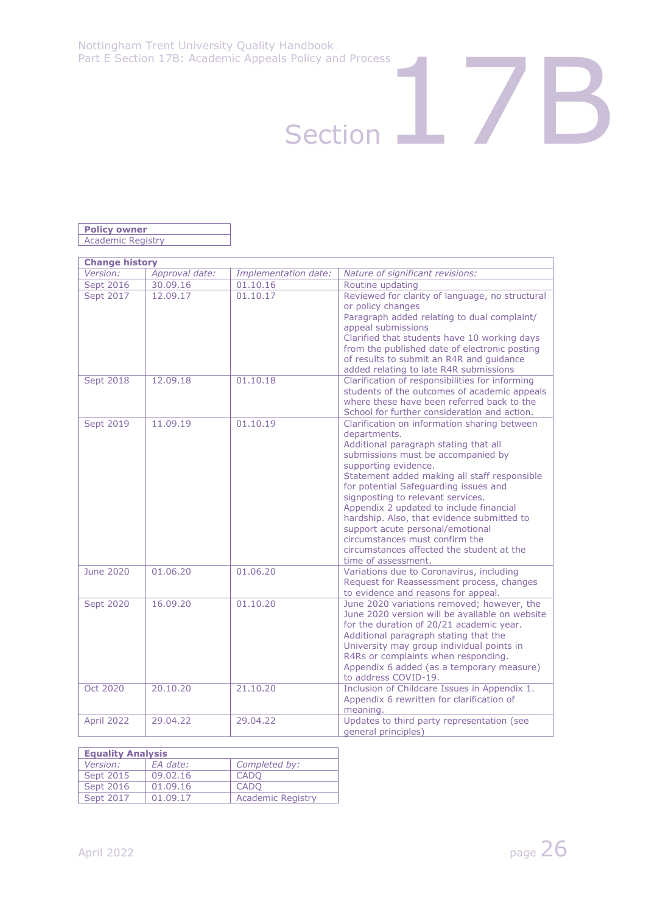# Section 17B

| **Policy owner** |
| --- |
| Academic Registry |

| **Change history** | | | |
| --- | --- | --- | --- |
| *Version:* | *Approval date:* | *Implementation date:* | *Nature of significant revisions:* |
| Sept 2016 | 30.09.16 | 01.10.16 | Routine updating |
| Sept 2017 | 12.09.17 | 01.10.17 | Reviewed for clarity of language, no structural or policy changes<br>Paragraph added relating to dual complaint/appeal submissions<br>Clarified that students have 10 working days from the published date of electronic posting of results to submit an R4R and guidance added relating to late R4R submissions |
| Sept 2018 | 12.09.18 | 01.10.18 | Clarification of responsibilities for informing students of the outcomes of academic appeals where these have been referred back to the School for further consideration and action. |
| Sept 2019 | 11.09.19 | 01.10.19 | Clarification on information sharing between departments.<br>Additional paragraph stating that all submissions must be accompanied by supporting evidence.<br>Statement added making all staff responsible for potential Safeguarding issues and signposting to relevant services.<br>Appendix 2 updated to include financial hardship. Also, that evidence submitted to support acute personal/emotional circumstances must confirm the circumstances affected the student at the time of assessment. |
| June 2020 | 01.06.20 | 01.06.20 | Variations due to Coronavirus, including Request for Reassessment process, changes to evidence and reasons for appeal. |
| Sept 2020 | 16.09.20 | 01.10.20 | June 2020 variations removed; however, the June 2020 version will be available on website for the duration of 20/21 academic year.<br>Additional paragraph stating that the University may group individual points in R4Rs or complaints when responding.<br>Appendix 6 added (as a temporary measure) to address COVID-19. |
| Oct 2020 | 20.10.20 | 21.10.20 | Inclusion of Childcare Issues in Appendix 1.<br>Appendix 6 rewritten for clarification of meaning. |
| April 2022 | 29.04.22 | 29.04.22 | Updates to third party representation (see general principles) |

| **Equality Analysis** | | |
| --- | --- | --- |
| *Version:* | *EA date:* | *Completed by:* |
| Sept 2015 | 09.02.16 | CADQ |
| Sept 2016 | 01.09.16 | CADQ |
| Sept 2017 | 01.09.17 | Academic Registry |